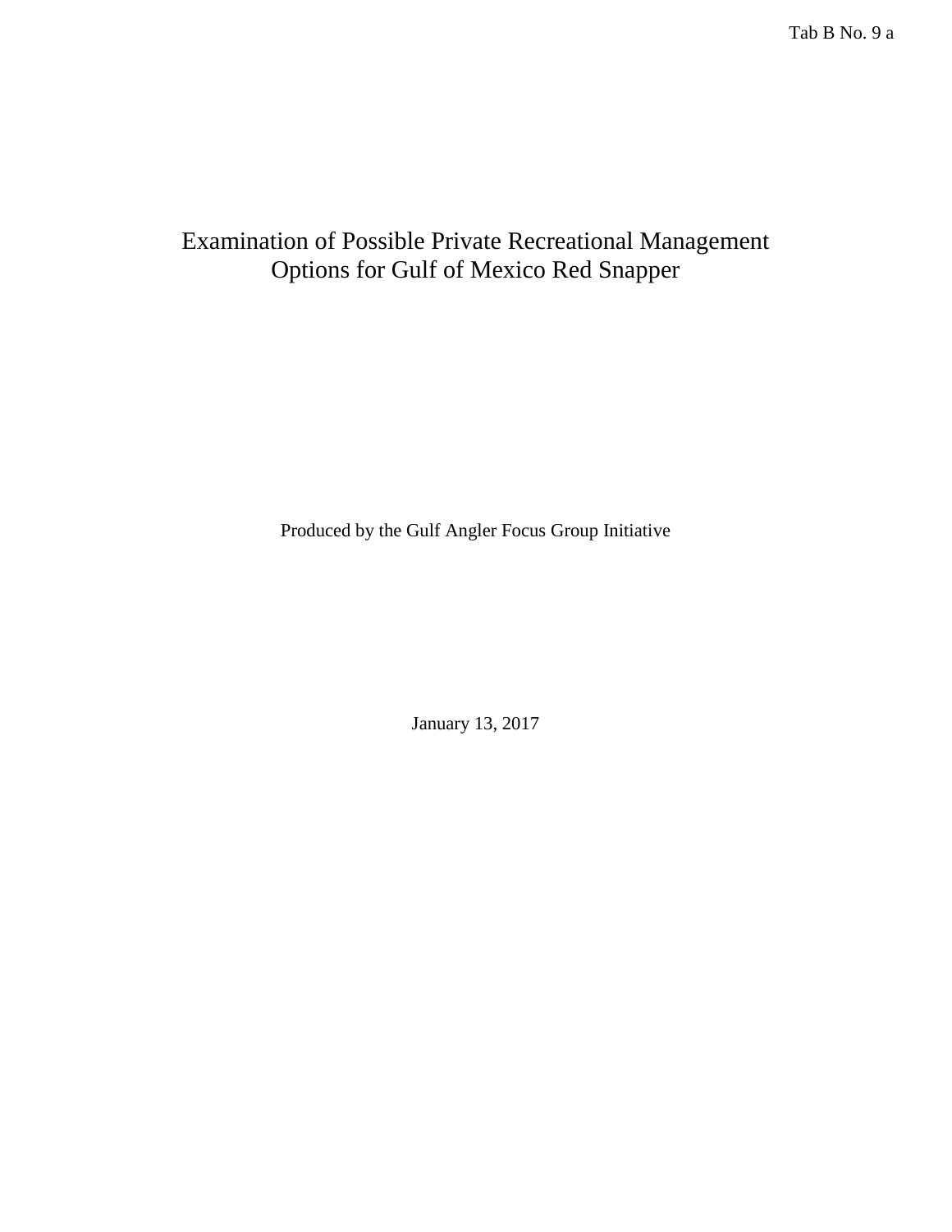Tab B No. 9 a

# Examination of Possible Private Recreational Management Options for Gulf of Mexico Red Snapper

Produced by the Gulf Angler Focus Group Initiative

January 13, 2017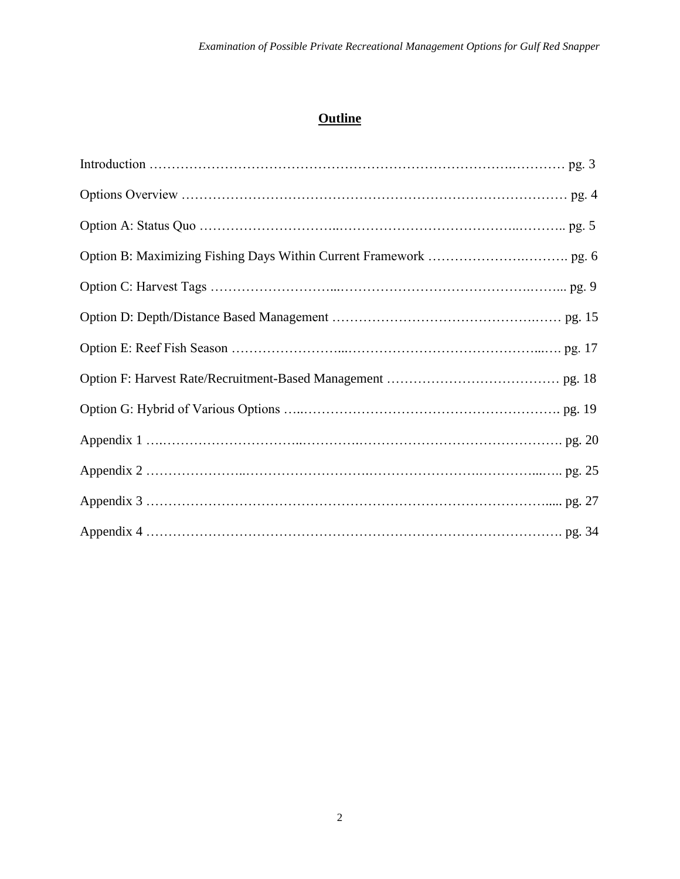## Outline

Introduction ………………………………………………………………………….………… pg. 3

Options Overview ……………………………………………………………….…………… pg. 4

Option A: Status Quo …………………………..…………………………………..……….. pg. 5

Option B: Maximizing Fishing Days Within Current Framework ……………….………. pg. 6

Option C: Harvest Tags ………………………...……………………………………….…... pg. 9

Option D: Depth/Distance Based Management ……………………….…………….…… pg. 15

Option E: Reef Fish Season ……………………...…………………………………...…. pg. 17

Option F: Harvest Rate/Recruitment-Based Management ………………………………… pg. 18

Option G: Hybrid of Various Options …..…………………………………………………. pg. 19

Appendix 1 ….…………….…………..………….……………………….………………. pg. 20

Appendix 2 …………………..……………………….…………………….…………...….. pg. 25

Appendix 3 …………………………………………………………………………….….. pg. 27

Appendix 4 ………………………………………………………………………………… pg. 34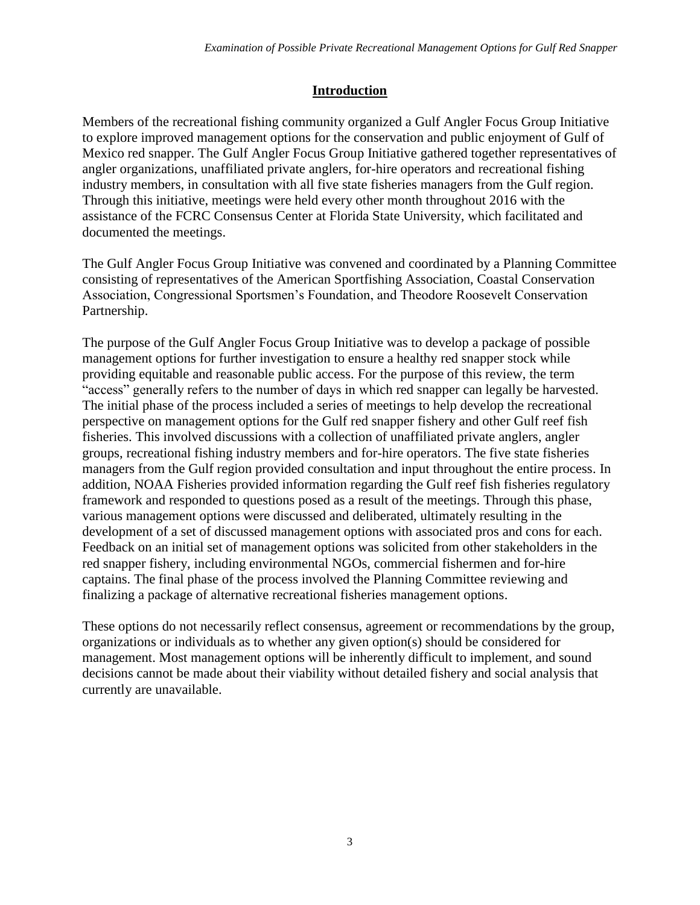## Introduction

Members of the recreational fishing community organized a Gulf Angler Focus Group Initiative to explore improved management options for the conservation and public enjoyment of Gulf of Mexico red snapper. The Gulf Angler Focus Group Initiative gathered together representatives of angler organizations, unaffiliated private anglers, for-hire operators and recreational fishing industry members, in consultation with all five state fisheries managers from the Gulf region. Through this initiative, meetings were held every other month throughout 2016 with the assistance of the FCRC Consensus Center at Florida State University, which facilitated and documented the meetings.

The Gulf Angler Focus Group Initiative was convened and coordinated by a Planning Committee consisting of representatives of the American Sportfishing Association, Coastal Conservation Association, Congressional Sportsmen's Foundation, and Theodore Roosevelt Conservation Partnership.

The purpose of the Gulf Angler Focus Group Initiative was to develop a package of possible management options for further investigation to ensure a healthy red snapper stock while providing equitable and reasonable public access. For the purpose of this review, the term "access" generally refers to the number of days in which red snapper can legally be harvested. The initial phase of the process included a series of meetings to help develop the recreational perspective on management options for the Gulf red snapper fishery and other Gulf reef fish fisheries. This involved discussions with a collection of unaffiliated private anglers, angler groups, recreational fishing industry members and for-hire operators. The five state fisheries managers from the Gulf region provided consultation and input throughout the entire process. In addition, NOAA Fisheries provided information regarding the Gulf reef fish fisheries regulatory framework and responded to questions posed as a result of the meetings. Through this phase, various management options were discussed and deliberated, ultimately resulting in the development of a set of discussed management options with associated pros and cons for each. Feedback on an initial set of management options was solicited from other stakeholders in the red snapper fishery, including environmental NGOs, commercial fishermen and for-hire captains. The final phase of the process involved the Planning Committee reviewing and finalizing a package of alternative recreational fisheries management options.

These options do not necessarily reflect consensus, agreement or recommendations by the group, organizations or individuals as to whether any given option(s) should be considered for management. Most management options will be inherently difficult to implement, and sound decisions cannot be made about their viability without detailed fishery and social analysis that currently are unavailable.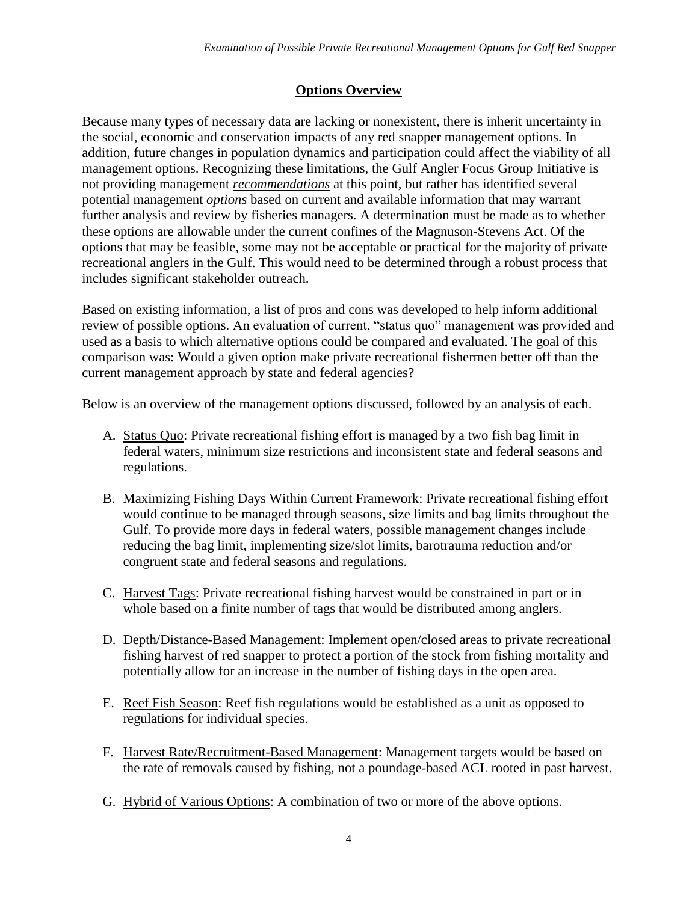## Options Overview

Because many types of necessary data are lacking or nonexistent, there is inherit uncertainty in the social, economic and conservation impacts of any red snapper management options. In addition, future changes in population dynamics and participation could affect the viability of all management options. Recognizing these limitations, the Gulf Angler Focus Group Initiative is not providing management ***recommendations*** at this point, but rather has identified several potential management ***options*** based on current and available information that may warrant further analysis and review by fisheries managers. A determination must be made as to whether these options are allowable under the current confines of the Magnuson-Stevens Act. Of the options that may be feasible, some may not be acceptable or practical for the majority of private recreational anglers in the Gulf. This would need to be determined through a robust process that includes significant stakeholder outreach.

Based on existing information, a list of pros and cons was developed to help inform additional review of possible options. An evaluation of current, "status quo" management was provided and used as a basis to which alternative options could be compared and evaluated. The goal of this comparison was: Would a given option make private recreational fishermen better off than the current management approach by state and federal agencies?

Below is an overview of the management options discussed, followed by an analysis of each.

A. Status Quo: Private recreational fishing effort is managed by a two fish bag limit in federal waters, minimum size restrictions and inconsistent state and federal seasons and regulations.

B. Maximizing Fishing Days Within Current Framework: Private recreational fishing effort would continue to be managed through seasons, size limits and bag limits throughout the Gulf. To provide more days in federal waters, possible management changes include reducing the bag limit, implementing size/slot limits, barotrauma reduction and/or congruent state and federal seasons and regulations.

C. Harvest Tags: Private recreational fishing harvest would be constrained in part or in whole based on a finite number of tags that would be distributed among anglers.

D. Depth/Distance-Based Management: Implement open/closed areas to private recreational fishing harvest of red snapper to protect a portion of the stock from fishing mortality and potentially allow for an increase in the number of fishing days in the open area.

E. Reef Fish Season: Reef fish regulations would be established as a unit as opposed to regulations for individual species.

F. Harvest Rate/Recruitment-Based Management: Management targets would be based on the rate of removals caused by fishing, not a poundage-based ACL rooted in past harvest.

G. Hybrid of Various Options: A combination of two or more of the above options.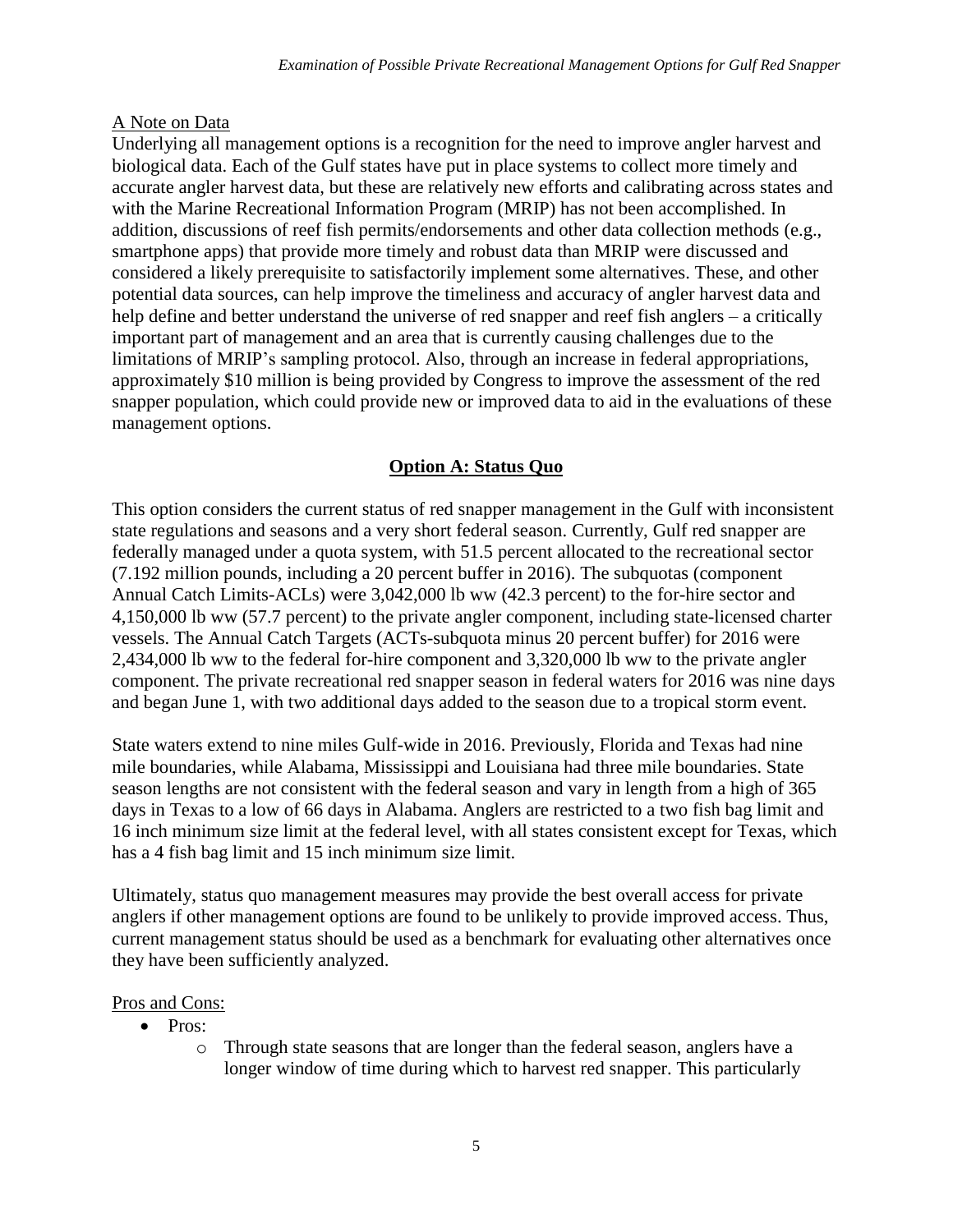A Note on Data

Underlying all management options is a recognition for the need to improve angler harvest and biological data. Each of the Gulf states have put in place systems to collect more timely and accurate angler harvest data, but these are relatively new efforts and calibrating across states and with the Marine Recreational Information Program (MRIP) has not been accomplished. In addition, discussions of reef fish permits/endorsements and other data collection methods (e.g., smartphone apps) that provide more timely and robust data than MRIP were discussed and considered a likely prerequisite to satisfactorily implement some alternatives. These, and other potential data sources, can help improve the timeliness and accuracy of angler harvest data and help define and better understand the universe of red snapper and reef fish anglers – a critically important part of management and an area that is currently causing challenges due to the limitations of MRIP's sampling protocol. Also, through an increase in federal appropriations, approximately $10 million is being provided by Congress to improve the assessment of the red snapper population, which could provide new or improved data to aid in the evaluations of these management options.

## Option A: Status Quo

This option considers the current status of red snapper management in the Gulf with inconsistent state regulations and seasons and a very short federal season. Currently, Gulf red snapper are federally managed under a quota system, with 51.5 percent allocated to the recreational sector (7.192 million pounds, including a 20 percent buffer in 2016). The subquotas (component Annual Catch Limits-ACLs) were 3,042,000 lb ww (42.3 percent) to the for-hire sector and 4,150,000 lb ww (57.7 percent) to the private angler component, including state-licensed charter vessels. The Annual Catch Targets (ACTs-subquota minus 20 percent buffer) for 2016 were 2,434,000 lb ww to the federal for-hire component and 3,320,000 lb ww to the private angler component. The private recreational red snapper season in federal waters for 2016 was nine days and began June 1, with two additional days added to the season due to a tropical storm event.

State waters extend to nine miles Gulf-wide in 2016. Previously, Florida and Texas had nine mile boundaries, while Alabama, Mississippi and Louisiana had three mile boundaries. State season lengths are not consistent with the federal season and vary in length from a high of 365 days in Texas to a low of 66 days in Alabama. Anglers are restricted to a two fish bag limit and 16 inch minimum size limit at the federal level, with all states consistent except for Texas, which has a 4 fish bag limit and 15 inch minimum size limit.

Ultimately, status quo management measures may provide the best overall access for private anglers if other management options are found to be unlikely to provide improved access. Thus, current management status should be used as a benchmark for evaluating other alternatives once they have been sufficiently analyzed.

Pros and Cons:

- Pros:
  - Through state seasons that are longer than the federal season, anglers have a longer window of time during which to harvest red snapper. This particularly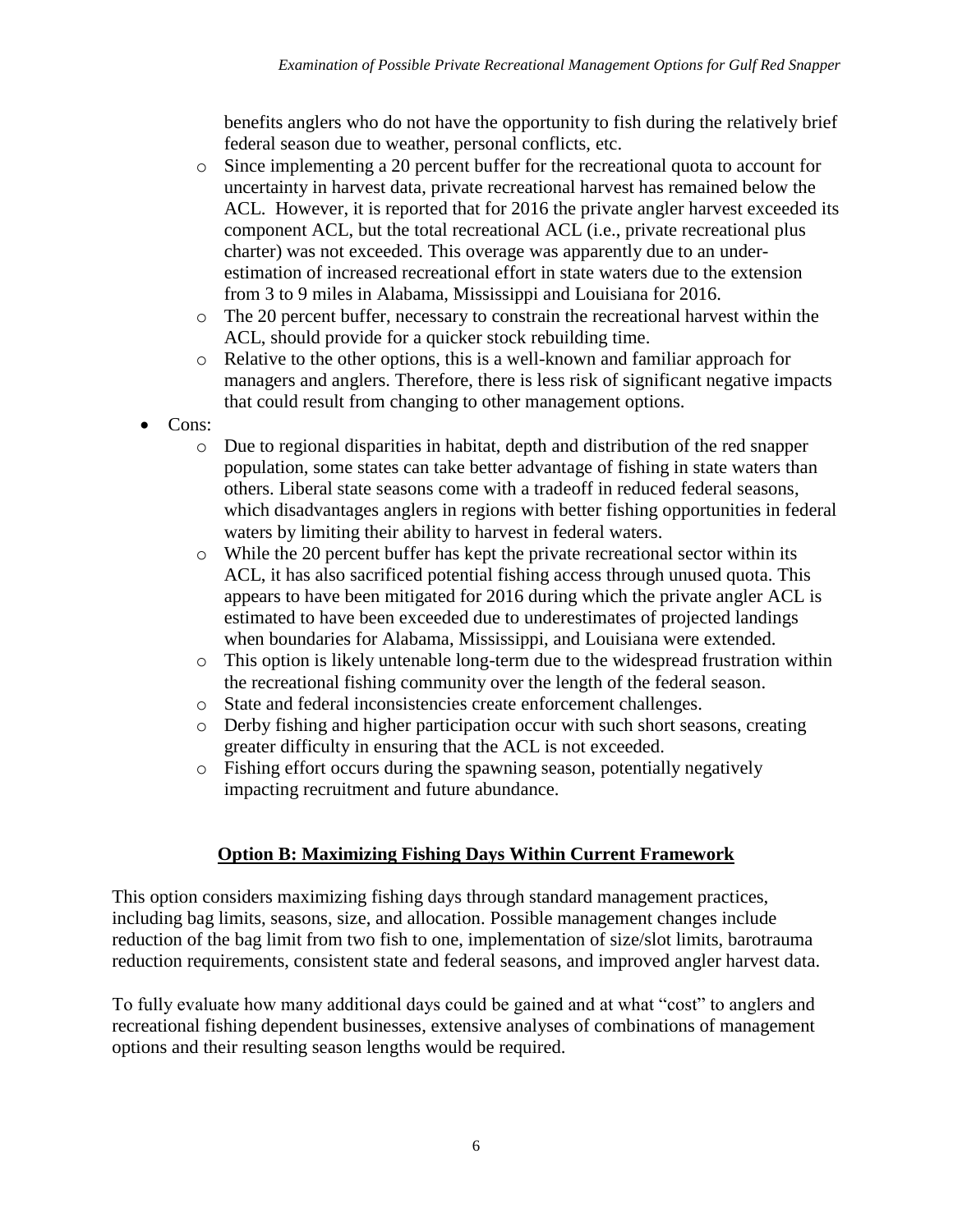benefits anglers who do not have the opportunity to fish during the relatively brief federal season due to weather, personal conflicts, etc.
  - Since implementing a 20 percent buffer for the recreational quota to account for uncertainty in harvest data, private recreational harvest has remained below the ACL. However, it is reported that for 2016 the private angler harvest exceeded its component ACL, but the total recreational ACL (i.e., private recreational plus charter) was not exceeded. This overage was apparently due to an under-estimation of increased recreational effort in state waters due to the extension from 3 to 9 miles in Alabama, Mississippi and Louisiana for 2016.
  - The 20 percent buffer, necessary to constrain the recreational harvest within the ACL, should provide for a quicker stock rebuilding time.
  - Relative to the other options, this is a well-known and familiar approach for managers and anglers. Therefore, there is less risk of significant negative impacts that could result from changing to other management options.
- Cons:
  - Due to regional disparities in habitat, depth and distribution of the red snapper population, some states can take better advantage of fishing in state waters than others. Liberal state seasons come with a tradeoff in reduced federal seasons, which disadvantages anglers in regions with better fishing opportunities in federal waters by limiting their ability to harvest in federal waters.
  - While the 20 percent buffer has kept the private recreational sector within its ACL, it has also sacrificed potential fishing access through unused quota. This appears to have been mitigated for 2016 during which the private angler ACL is estimated to have been exceeded due to underestimates of projected landings when boundaries for Alabama, Mississippi, and Louisiana were extended.
  - This option is likely untenable long-term due to the widespread frustration within the recreational fishing community over the length of the federal season.
  - State and federal inconsistencies create enforcement challenges.
  - Derby fishing and higher participation occur with such short seasons, creating greater difficulty in ensuring that the ACL is not exceeded.
  - Fishing effort occurs during the spawning season, potentially negatively impacting recruitment and future abundance.

## Option B: Maximizing Fishing Days Within Current Framework

This option considers maximizing fishing days through standard management practices, including bag limits, seasons, size, and allocation. Possible management changes include reduction of the bag limit from two fish to one, implementation of size/slot limits, barotrauma reduction requirements, consistent state and federal seasons, and improved angler harvest data.

To fully evaluate how many additional days could be gained and at what "cost" to anglers and recreational fishing dependent businesses, extensive analyses of combinations of management options and their resulting season lengths would be required.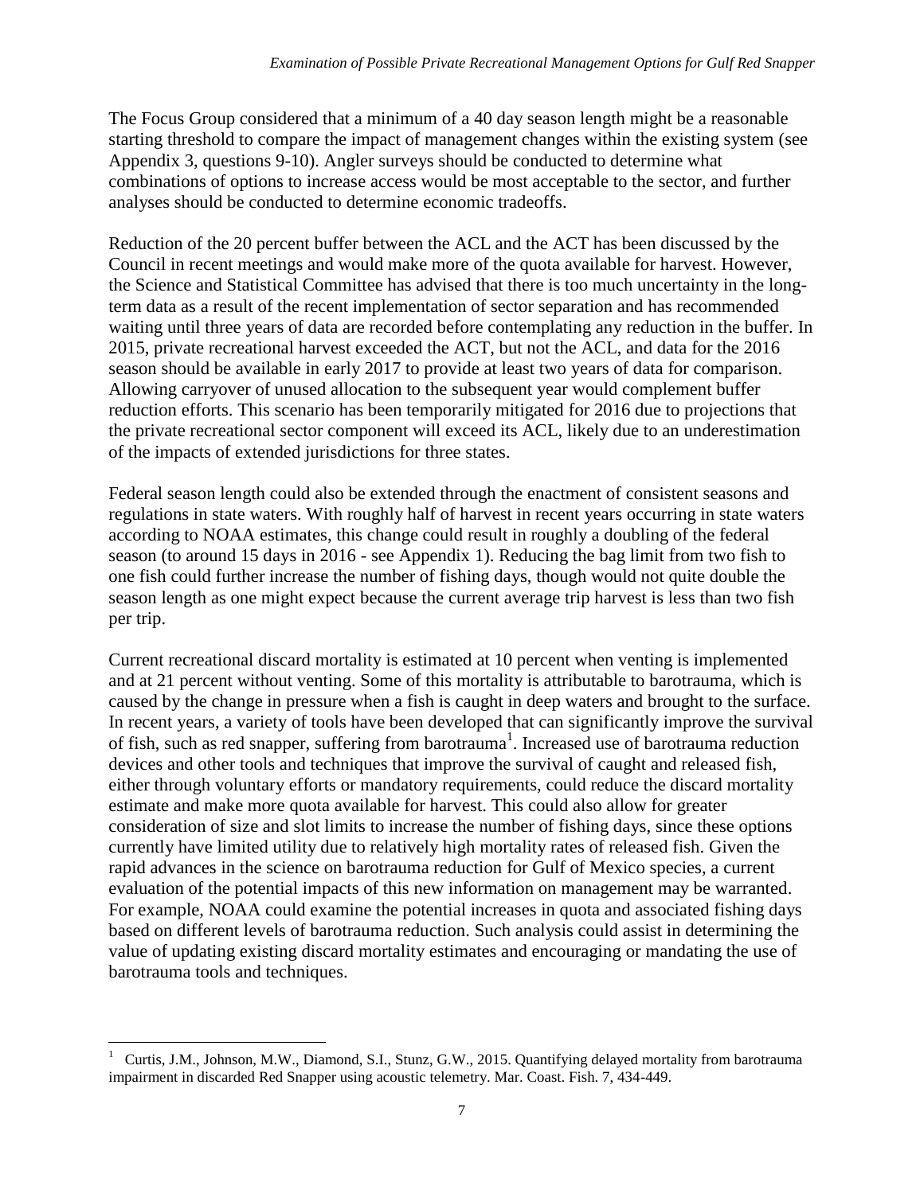The Focus Group considered that a minimum of a 40 day season length might be a reasonable starting threshold to compare the impact of management changes within the existing system (see Appendix 3, questions 9-10). Angler surveys should be conducted to determine what combinations of options to increase access would be most acceptable to the sector, and further analyses should be conducted to determine economic tradeoffs.

Reduction of the 20 percent buffer between the ACL and the ACT has been discussed by the Council in recent meetings and would make more of the quota available for harvest. However, the Science and Statistical Committee has advised that there is too much uncertainty in the long-term data as a result of the recent implementation of sector separation and has recommended waiting until three years of data are recorded before contemplating any reduction in the buffer. In 2015, private recreational harvest exceeded the ACT, but not the ACL, and data for the 2016 season should be available in early 2017 to provide at least two years of data for comparison. Allowing carryover of unused allocation to the subsequent year would complement buffer reduction efforts. This scenario has been temporarily mitigated for 2016 due to projections that the private recreational sector component will exceed its ACL, likely due to an underestimation of the impacts of extended jurisdictions for three states.

Federal season length could also be extended through the enactment of consistent seasons and regulations in state waters. With roughly half of harvest in recent years occurring in state waters according to NOAA estimates, this change could result in roughly a doubling of the federal season (to around 15 days in 2016 - see Appendix 1). Reducing the bag limit from two fish to one fish could further increase the number of fishing days, though would not quite double the season length as one might expect because the current average trip harvest is less than two fish per trip.

Current recreational discard mortality is estimated at 10 percent when venting is implemented and at 21 percent without venting. Some of this mortality is attributable to barotrauma, which is caused by the change in pressure when a fish is caught in deep waters and brought to the surface. In recent years, a variety of tools have been developed that can significantly improve the survival of fish, such as red snapper, suffering from barotrauma[1]. Increased use of barotrauma reduction devices and other tools and techniques that improve the survival of caught and released fish, either through voluntary efforts or mandatory requirements, could reduce the discard mortality estimate and make more quota available for harvest. This could also allow for greater consideration of size and slot limits to increase the number of fishing days, since these options currently have limited utility due to relatively high mortality rates of released fish. Given the rapid advances in the science on barotrauma reduction for Gulf of Mexico species, a current evaluation of the potential impacts of this new information on management may be warranted. For example, NOAA could examine the potential increases in quota and associated fishing days based on different levels of barotrauma reduction. Such analysis could assist in determining the value of updating existing discard mortality estimates and encouraging or mandating the use of barotrauma tools and techniques.

---

[1] Curtis, J.M., Johnson, M.W., Diamond, S.I., Stunz, G.W., 2015. Quantifying delayed mortality from barotrauma impairment in discarded Red Snapper using acoustic telemetry. Mar. Coast. Fish. 7, 434-449.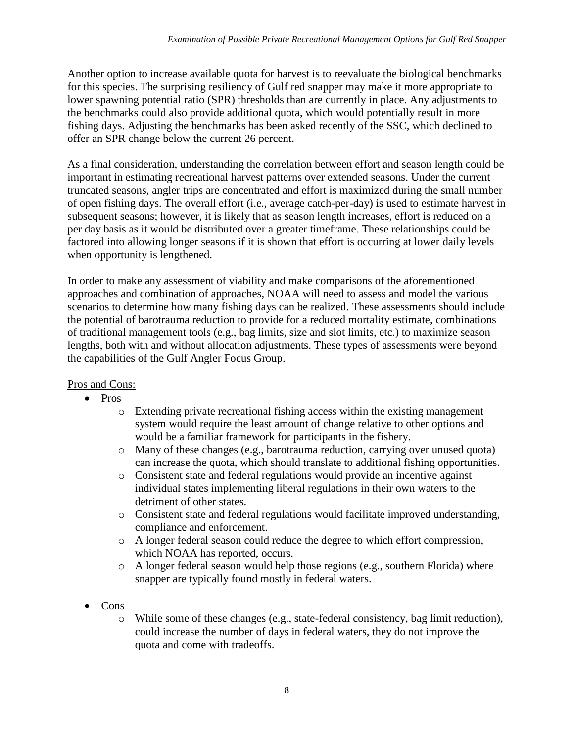Another option to increase available quota for harvest is to reevaluate the biological benchmarks for this species. The surprising resiliency of Gulf red snapper may make it more appropriate to lower spawning potential ratio (SPR) thresholds than are currently in place. Any adjustments to the benchmarks could also provide additional quota, which would potentially result in more fishing days. Adjusting the benchmarks has been asked recently of the SSC, which declined to offer an SPR change below the current 26 percent.

As a final consideration, understanding the correlation between effort and season length could be important in estimating recreational harvest patterns over extended seasons. Under the current truncated seasons, angler trips are concentrated and effort is maximized during the small number of open fishing days. The overall effort (i.e., average catch-per-day) is used to estimate harvest in subsequent seasons; however, it is likely that as season length increases, effort is reduced on a per day basis as it would be distributed over a greater timeframe. These relationships could be factored into allowing longer seasons if it is shown that effort is occurring at lower daily levels when opportunity is lengthened.

In order to make any assessment of viability and make comparisons of the aforementioned approaches and combination of approaches, NOAA will need to assess and model the various scenarios to determine how many fishing days can be realized. These assessments should include the potential of barotrauma reduction to provide for a reduced mortality estimate, combinations of traditional management tools (e.g., bag limits, size and slot limits, etc.) to maximize season lengths, both with and without allocation adjustments. These types of assessments were beyond the capabilities of the Gulf Angler Focus Group.

Pros and Cons:

- Pros
  - Extending private recreational fishing access within the existing management system would require the least amount of change relative to other options and would be a familiar framework for participants in the fishery.
  - Many of these changes (e.g., barotrauma reduction, carrying over unused quota) can increase the quota, which should translate to additional fishing opportunities.
  - Consistent state and federal regulations would provide an incentive against individual states implementing liberal regulations in their own waters to the detriment of other states.
  - Consistent state and federal regulations would facilitate improved understanding, compliance and enforcement.
  - A longer federal season could reduce the degree to which effort compression, which NOAA has reported, occurs.
  - A longer federal season would help those regions (e.g., southern Florida) where snapper are typically found mostly in federal waters.

- Cons
  - While some of these changes (e.g., state-federal consistency, bag limit reduction), could increase the number of days in federal waters, they do not improve the quota and come with tradeoffs.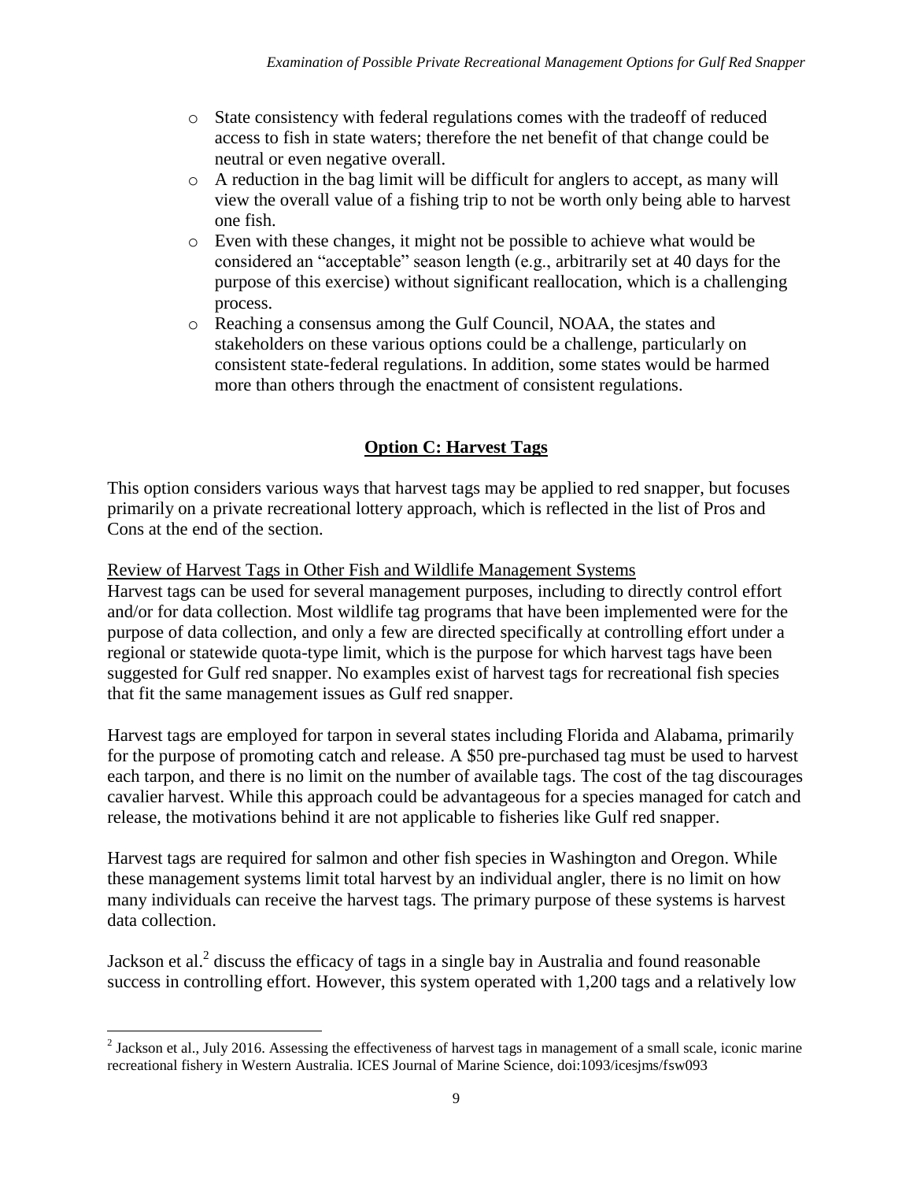- State consistency with federal regulations comes with the tradeoff of reduced access to fish in state waters; therefore the net benefit of that change could be neutral or even negative overall.
- A reduction in the bag limit will be difficult for anglers to accept, as many will view the overall value of a fishing trip to not be worth only being able to harvest one fish.
- Even with these changes, it might not be possible to achieve what would be considered an "acceptable" season length (e.g., arbitrarily set at 40 days for the purpose of this exercise) without significant reallocation, which is a challenging process.
- Reaching a consensus among the Gulf Council, NOAA, the states and stakeholders on these various options could be a challenge, particularly on consistent state-federal regulations. In addition, some states would be harmed more than others through the enactment of consistent regulations.

## Option C: Harvest Tags

This option considers various ways that harvest tags may be applied to red snapper, but focuses primarily on a private recreational lottery approach, which is reflected in the list of Pros and Cons at the end of the section.

Review of Harvest Tags in Other Fish and Wildlife Management Systems

Harvest tags can be used for several management purposes, including to directly control effort and/or for data collection. Most wildlife tag programs that have been implemented were for the purpose of data collection, and only a few are directed specifically at controlling effort under a regional or statewide quota-type limit, which is the purpose for which harvest tags have been suggested for Gulf red snapper. No examples exist of harvest tags for recreational fish species that fit the same management issues as Gulf red snapper.

Harvest tags are employed for tarpon in several states including Florida and Alabama, primarily for the purpose of promoting catch and release. A $50 pre-purchased tag must be used to harvest each tarpon, and there is no limit on the number of available tags. The cost of the tag discourages cavalier harvest. While this approach could be advantageous for a species managed for catch and release, the motivations behind it are not applicable to fisheries like Gulf red snapper.

Harvest tags are required for salmon and other fish species in Washington and Oregon. While these management systems limit total harvest by an individual angler, there is no limit on how many individuals can receive the harvest tags. The primary purpose of these systems is harvest data collection.

Jackson et al.[2] discuss the efficacy of tags in a single bay in Australia and found reasonable success in controlling effort. However, this system operated with 1,200 tags and a relatively low

[2] Jackson et al., July 2016. Assessing the effectiveness of harvest tags in management of a small scale, iconic marine recreational fishery in Western Australia. ICES Journal of Marine Science, doi:1093/icesjms/fsw093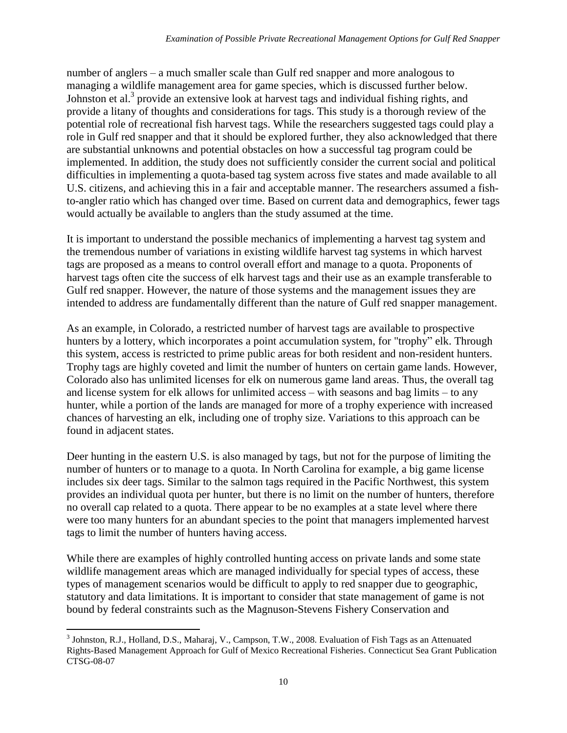number of anglers – a much smaller scale than Gulf red snapper and more analogous to managing a wildlife management area for game species, which is discussed further below. Johnston et al.[3] provide an extensive look at harvest tags and individual fishing rights, and provide a litany of thoughts and considerations for tags. This study is a thorough review of the potential role of recreational fish harvest tags. While the researchers suggested tags could play a role in Gulf red snapper and that it should be explored further, they also acknowledged that there are substantial unknowns and potential obstacles on how a successful tag program could be implemented. In addition, the study does not sufficiently consider the current social and political difficulties in implementing a quota-based tag system across five states and made available to all U.S. citizens, and achieving this in a fair and acceptable manner. The researchers assumed a fish-to-angler ratio which has changed over time. Based on current data and demographics, fewer tags would actually be available to anglers than the study assumed at the time.

It is important to understand the possible mechanics of implementing a harvest tag system and the tremendous number of variations in existing wildlife harvest tag systems in which harvest tags are proposed as a means to control overall effort and manage to a quota. Proponents of harvest tags often cite the success of elk harvest tags and their use as an example transferable to Gulf red snapper. However, the nature of those systems and the management issues they are intended to address are fundamentally different than the nature of Gulf red snapper management.

As an example, in Colorado, a restricted number of harvest tags are available to prospective hunters by a lottery, which incorporates a point accumulation system, for "trophy" elk. Through this system, access is restricted to prime public areas for both resident and non-resident hunters. Trophy tags are highly coveted and limit the number of hunters on certain game lands. However, Colorado also has unlimited licenses for elk on numerous game land areas. Thus, the overall tag and license system for elk allows for unlimited access – with seasons and bag limits – to any hunter, while a portion of the lands are managed for more of a trophy experience with increased chances of harvesting an elk, including one of trophy size. Variations to this approach can be found in adjacent states.

Deer hunting in the eastern U.S. is also managed by tags, but not for the purpose of limiting the number of hunters or to manage to a quota. In North Carolina for example, a big game license includes six deer tags. Similar to the salmon tags required in the Pacific Northwest, this system provides an individual quota per hunter, but there is no limit on the number of hunters, therefore no overall cap related to a quota. There appear to be no examples at a state level where there were too many hunters for an abundant species to the point that managers implemented harvest tags to limit the number of hunters having access.

While there are examples of highly controlled hunting access on private lands and some state wildlife management areas which are managed individually for special types of access, these types of management scenarios would be difficult to apply to red snapper due to geographic, statutory and data limitations. It is important to consider that state management of game is not bound by federal constraints such as the Magnuson-Stevens Fishery Conservation and

---

[3] Johnston, R.J., Holland, D.S., Maharaj, V., Campson, T.W., 2008. Evaluation of Fish Tags as an Attenuated Rights-Based Management Approach for Gulf of Mexico Recreational Fisheries. Connecticut Sea Grant Publication CTSG-08-07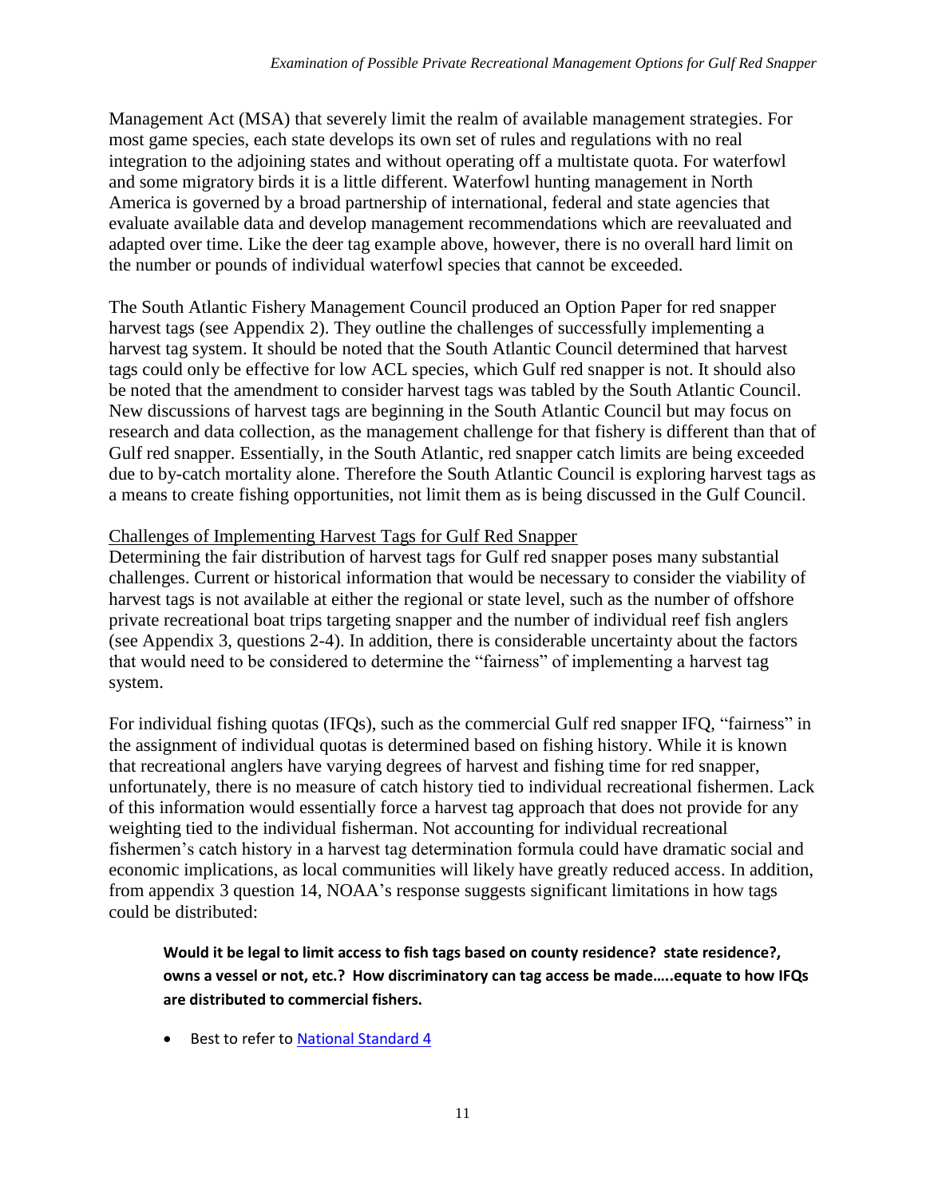Management Act (MSA) that severely limit the realm of available management strategies. For most game species, each state develops its own set of rules and regulations with no real integration to the adjoining states and without operating off a multistate quota. For waterfowl and some migratory birds it is a little different. Waterfowl hunting management in North America is governed by a broad partnership of international, federal and state agencies that evaluate available data and develop management recommendations which are reevaluated and adapted over time. Like the deer tag example above, however, there is no overall hard limit on the number or pounds of individual waterfowl species that cannot be exceeded.

The South Atlantic Fishery Management Council produced an Option Paper for red snapper harvest tags (see Appendix 2). They outline the challenges of successfully implementing a harvest tag system. It should be noted that the South Atlantic Council determined that harvest tags could only be effective for low ACL species, which Gulf red snapper is not. It should also be noted that the amendment to consider harvest tags was tabled by the South Atlantic Council. New discussions of harvest tags are beginning in the South Atlantic Council but may focus on research and data collection, as the management challenge for that fishery is different than that of Gulf red snapper. Essentially, in the South Atlantic, red snapper catch limits are being exceeded due to by-catch mortality alone. Therefore the South Atlantic Council is exploring harvest tags as a means to create fishing opportunities, not limit them as is being discussed in the Gulf Council.

<u>Challenges of Implementing Harvest Tags for Gulf Red Snapper</u>

Determining the fair distribution of harvest tags for Gulf red snapper poses many substantial challenges. Current or historical information that would be necessary to consider the viability of harvest tags is not available at either the regional or state level, such as the number of offshore private recreational boat trips targeting snapper and the number of individual reef fish anglers (see Appendix 3, questions 2-4). In addition, there is considerable uncertainty about the factors that would need to be considered to determine the "fairness" of implementing a harvest tag system.

For individual fishing quotas (IFQs), such as the commercial Gulf red snapper IFQ, "fairness" in the assignment of individual quotas is determined based on fishing history. While it is known that recreational anglers have varying degrees of harvest and fishing time for red snapper, unfortunately, there is no measure of catch history tied to individual recreational fishermen. Lack of this information would essentially force a harvest tag approach that does not provide for any weighting tied to the individual fisherman. Not accounting for individual recreational fishermen's catch history in a harvest tag determination formula could have dramatic social and economic implications, as local communities will likely have greatly reduced access. In addition, from appendix 3 question 14, NOAA's response suggests significant limitations in how tags could be distributed:

> **Would it be legal to limit access to fish tags based on county residence? state residence?, owns a vessel or not, etc.? How discriminatory can tag access be made…..equate to how IFQs are distributed to commercial fishers.**
>
> - Best to refer to [National Standard 4]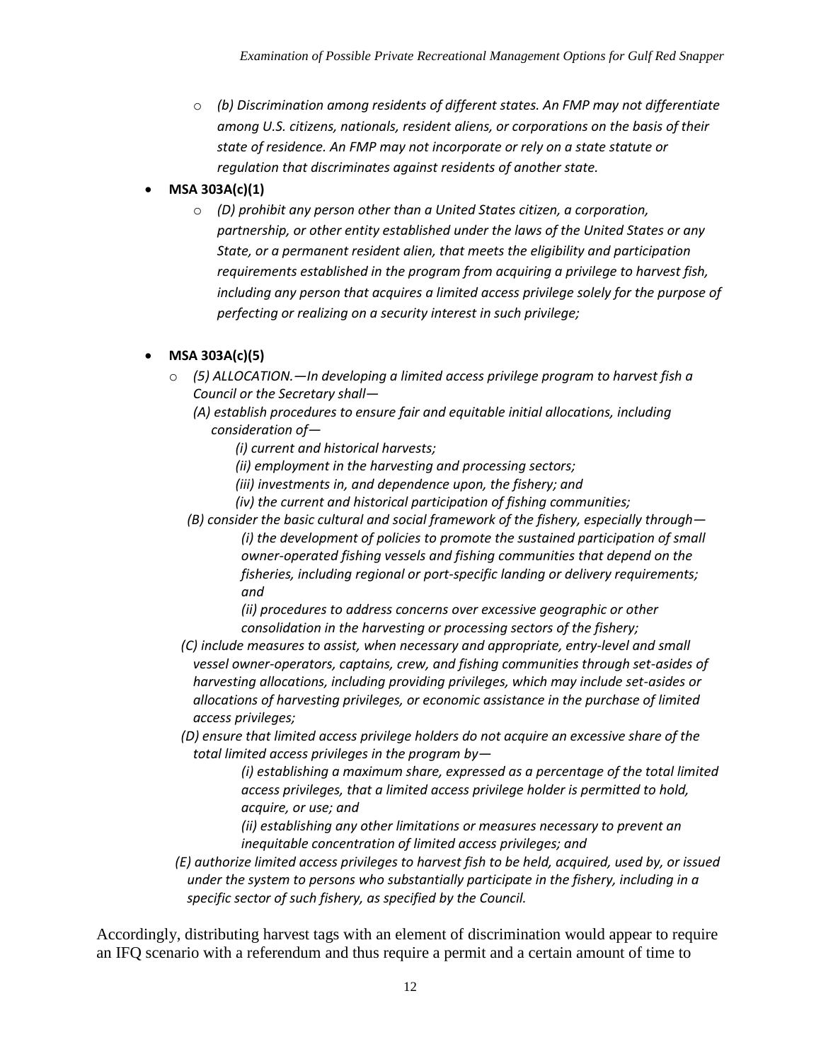- *(b) Discrimination among residents of different states. An FMP may not differentiate among U.S. citizens, nationals, resident aliens, or corporations on the basis of their state of residence. An FMP may not incorporate or rely on a state statute or regulation that discriminates against residents of another state.*

- **MSA 303A(c)(1)**
  - *(D) prohibit any person other than a United States citizen, a corporation, partnership, or other entity established under the laws of the United States or any State, or a permanent resident alien, that meets the eligibility and participation requirements established in the program from acquiring a privilege to harvest fish, including any person that acquires a limited access privilege solely for the purpose of perfecting or realizing on a security interest in such privilege;*

- **MSA 303A(c)(5)**
  - *(5) ALLOCATION.—In developing a limited access privilege program to harvest fish a Council or the Secretary shall—*

    *(A) establish procedures to ensure fair and equitable initial allocations, including consideration of—*

    *(i) current and historical harvests;*

    *(ii) employment in the harvesting and processing sectors;*

    *(iii) investments in, and dependence upon, the fishery; and*

    *(iv) the current and historical participation of fishing communities;*

    *(B) consider the basic cultural and social framework of the fishery, especially through—*

    *(i) the development of policies to promote the sustained participation of small owner-operated fishing vessels and fishing communities that depend on the fisheries, including regional or port-specific landing or delivery requirements; and*

    *(ii) procedures to address concerns over excessive geographic or other consolidation in the harvesting or processing sectors of the fishery;*

    *(C) include measures to assist, when necessary and appropriate, entry-level and small vessel owner-operators, captains, crew, and fishing communities through set-asides of harvesting allocations, including providing privileges, which may include set-asides or allocations of harvesting privileges, or economic assistance in the purchase of limited access privileges;*

    *(D) ensure that limited access privilege holders do not acquire an excessive share of the total limited access privileges in the program by—*

    *(i) establishing a maximum share, expressed as a percentage of the total limited access privileges, that a limited access privilege holder is permitted to hold, acquire, or use; and*

    *(ii) establishing any other limitations or measures necessary to prevent an inequitable concentration of limited access privileges; and*

    *(E) authorize limited access privileges to harvest fish to be held, acquired, used by, or issued under the system to persons who substantially participate in the fishery, including in a specific sector of such fishery, as specified by the Council.*

Accordingly, distributing harvest tags with an element of discrimination would appear to require an IFQ scenario with a referendum and thus require a permit and a certain amount of time to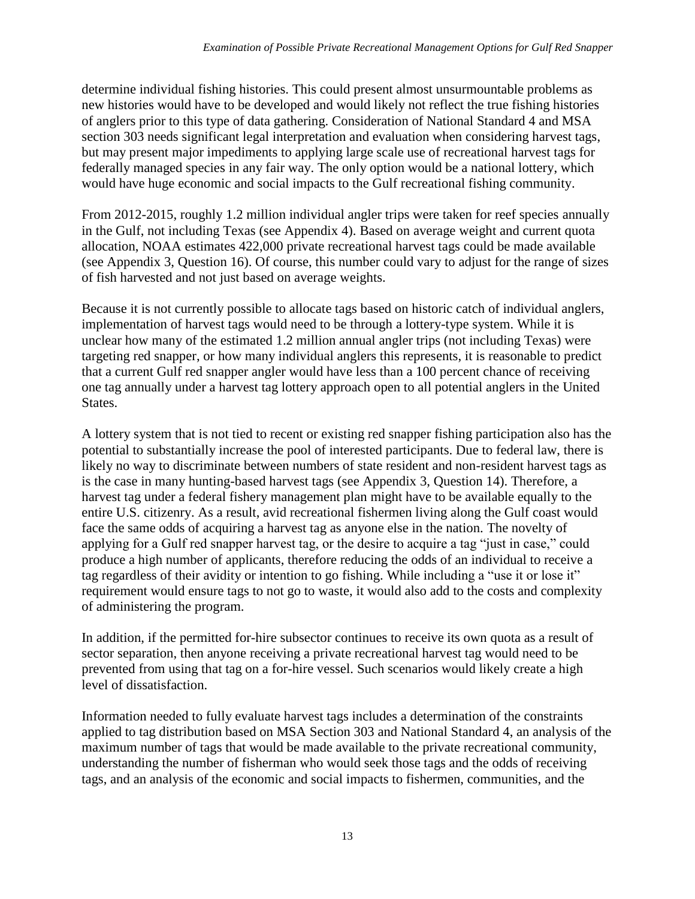determine individual fishing histories. This could present almost unsurmountable problems as new histories would have to be developed and would likely not reflect the true fishing histories of anglers prior to this type of data gathering. Consideration of National Standard 4 and MSA section 303 needs significant legal interpretation and evaluation when considering harvest tags, but may present major impediments to applying large scale use of recreational harvest tags for federally managed species in any fair way. The only option would be a national lottery, which would have huge economic and social impacts to the Gulf recreational fishing community.

From 2012-2015, roughly 1.2 million individual angler trips were taken for reef species annually in the Gulf, not including Texas (see Appendix 4). Based on average weight and current quota allocation, NOAA estimates 422,000 private recreational harvest tags could be made available (see Appendix 3, Question 16). Of course, this number could vary to adjust for the range of sizes of fish harvested and not just based on average weights.

Because it is not currently possible to allocate tags based on historic catch of individual anglers, implementation of harvest tags would need to be through a lottery-type system. While it is unclear how many of the estimated 1.2 million annual angler trips (not including Texas) were targeting red snapper, or how many individual anglers this represents, it is reasonable to predict that a current Gulf red snapper angler would have less than a 100 percent chance of receiving one tag annually under a harvest tag lottery approach open to all potential anglers in the United States.

A lottery system that is not tied to recent or existing red snapper fishing participation also has the potential to substantially increase the pool of interested participants. Due to federal law, there is likely no way to discriminate between numbers of state resident and non-resident harvest tags as is the case in many hunting-based harvest tags (see Appendix 3, Question 14). Therefore, a harvest tag under a federal fishery management plan might have to be available equally to the entire U.S. citizenry. As a result, avid recreational fishermen living along the Gulf coast would face the same odds of acquiring a harvest tag as anyone else in the nation. The novelty of applying for a Gulf red snapper harvest tag, or the desire to acquire a tag "just in case," could produce a high number of applicants, therefore reducing the odds of an individual to receive a tag regardless of their avidity or intention to go fishing. While including a "use it or lose it" requirement would ensure tags to not go to waste, it would also add to the costs and complexity of administering the program.

In addition, if the permitted for-hire subsector continues to receive its own quota as a result of sector separation, then anyone receiving a private recreational harvest tag would need to be prevented from using that tag on a for-hire vessel. Such scenarios would likely create a high level of dissatisfaction.

Information needed to fully evaluate harvest tags includes a determination of the constraints applied to tag distribution based on MSA Section 303 and National Standard 4, an analysis of the maximum number of tags that would be made available to the private recreational community, understanding the number of fisherman who would seek those tags and the odds of receiving tags, and an analysis of the economic and social impacts to fishermen, communities, and the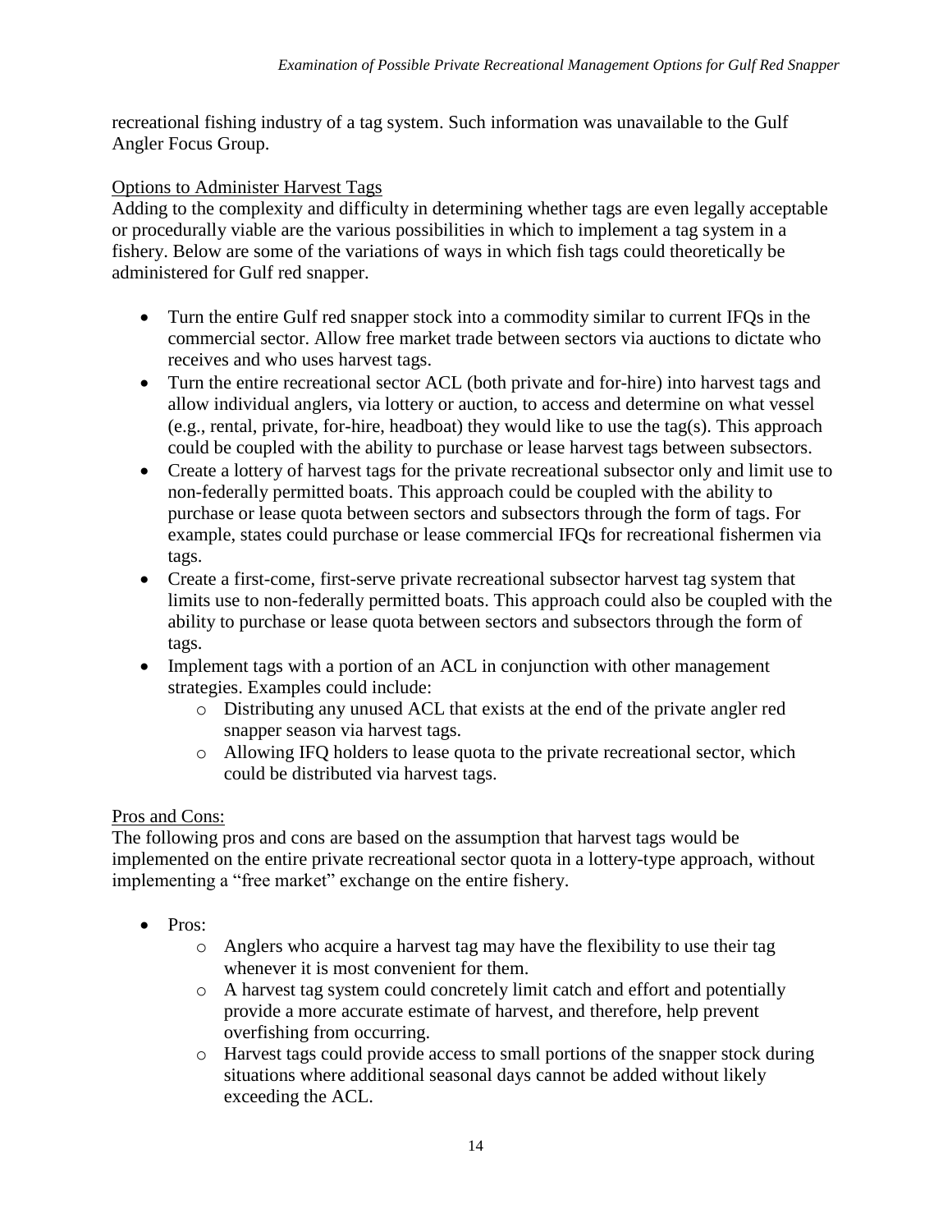recreational fishing industry of a tag system. Such information was unavailable to the Gulf Angler Focus Group.

<u>Options to Administer Harvest Tags</u>

Adding to the complexity and difficulty in determining whether tags are even legally acceptable or procedurally viable are the various possibilities in which to implement a tag system in a fishery. Below are some of the variations of ways in which fish tags could theoretically be administered for Gulf red snapper.

- Turn the entire Gulf red snapper stock into a commodity similar to current IFQs in the commercial sector. Allow free market trade between sectors via auctions to dictate who receives and who uses harvest tags.
- Turn the entire recreational sector ACL (both private and for-hire) into harvest tags and allow individual anglers, via lottery or auction, to access and determine on what vessel (e.g., rental, private, for-hire, headboat) they would like to use the tag(s). This approach could be coupled with the ability to purchase or lease harvest tags between subsectors.
- Create a lottery of harvest tags for the private recreational subsector only and limit use to non-federally permitted boats. This approach could be coupled with the ability to purchase or lease quota between sectors and subsectors through the form of tags. For example, states could purchase or lease commercial IFQs for recreational fishermen via tags.
- Create a first-come, first-serve private recreational subsector harvest tag system that limits use to non-federally permitted boats. This approach could also be coupled with the ability to purchase or lease quota between sectors and subsectors through the form of tags.
- Implement tags with a portion of an ACL in conjunction with other management strategies. Examples could include:
  - Distributing any unused ACL that exists at the end of the private angler red snapper season via harvest tags.
  - Allowing IFQ holders to lease quota to the private recreational sector, which could be distributed via harvest tags.

<u>Pros and Cons:</u>

The following pros and cons are based on the assumption that harvest tags would be implemented on the entire private recreational sector quota in a lottery-type approach, without implementing a "free market" exchange on the entire fishery.

- Pros:
  - Anglers who acquire a harvest tag may have the flexibility to use their tag whenever it is most convenient for them.
  - A harvest tag system could concretely limit catch and effort and potentially provide a more accurate estimate of harvest, and therefore, help prevent overfishing from occurring.
  - Harvest tags could provide access to small portions of the snapper stock during situations where additional seasonal days cannot be added without likely exceeding the ACL.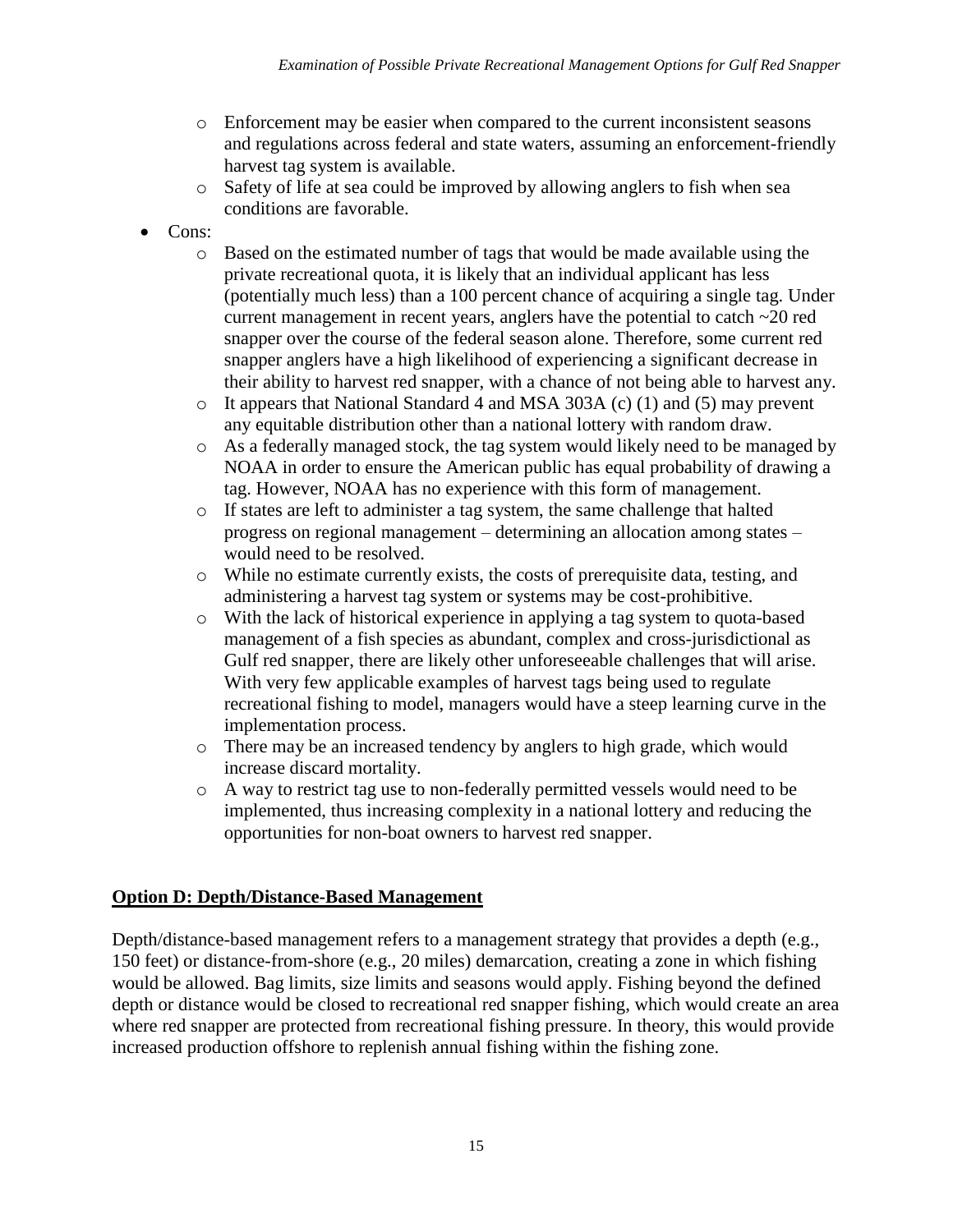- Enforcement may be easier when compared to the current inconsistent seasons and regulations across federal and state waters, assuming an enforcement-friendly harvest tag system is available.
  - Safety of life at sea could be improved by allowing anglers to fish when sea conditions are favorable.
- Cons:
  - Based on the estimated number of tags that would be made available using the private recreational quota, it is likely that an individual applicant has less (potentially much less) than a 100 percent chance of acquiring a single tag. Under current management in recent years, anglers have the potential to catch ~20 red snapper over the course of the federal season alone. Therefore, some current red snapper anglers have a high likelihood of experiencing a significant decrease in their ability to harvest red snapper, with a chance of not being able to harvest any.
  - It appears that National Standard 4 and MSA 303A (c) (1) and (5) may prevent any equitable distribution other than a national lottery with random draw.
  - As a federally managed stock, the tag system would likely need to be managed by NOAA in order to ensure the American public has equal probability of drawing a tag. However, NOAA has no experience with this form of management.
  - If states are left to administer a tag system, the same challenge that halted progress on regional management – determining an allocation among states – would need to be resolved.
  - While no estimate currently exists, the costs of prerequisite data, testing, and administering a harvest tag system or systems may be cost-prohibitive.
  - With the lack of historical experience in applying a tag system to quota-based management of a fish species as abundant, complex and cross-jurisdictional as Gulf red snapper, there are likely other unforeseeable challenges that will arise. With very few applicable examples of harvest tags being used to regulate recreational fishing to model, managers would have a steep learning curve in the implementation process.
  - There may be an increased tendency by anglers to high grade, which would increase discard mortality.
  - A way to restrict tag use to non-federally permitted vessels would need to be implemented, thus increasing complexity in a national lottery and reducing the opportunities for non-boat owners to harvest red snapper.

**Option D: Depth/Distance-Based Management**

Depth/distance-based management refers to a management strategy that provides a depth (e.g., 150 feet) or distance-from-shore (e.g., 20 miles) demarcation, creating a zone in which fishing would be allowed. Bag limits, size limits and seasons would apply. Fishing beyond the defined depth or distance would be closed to recreational red snapper fishing, which would create an area where red snapper are protected from recreational fishing pressure. In theory, this would provide increased production offshore to replenish annual fishing within the fishing zone.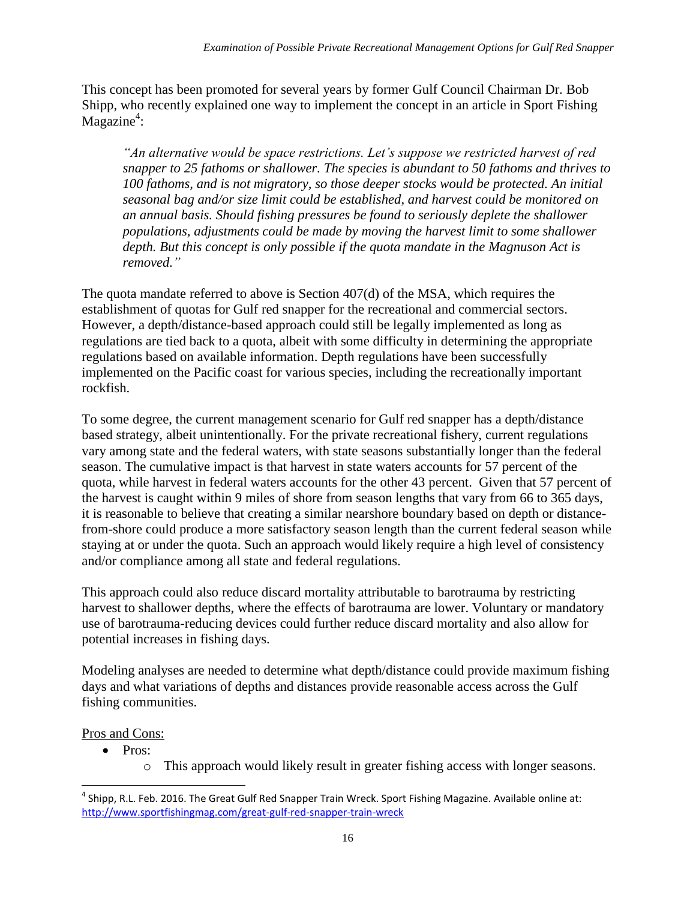This concept has been promoted for several years by former Gulf Council Chairman Dr. Bob Shipp, who recently explained one way to implement the concept in an article in Sport Fishing Magazine[4]:

> *"An alternative would be space restrictions. Let's suppose we restricted harvest of red snapper to 25 fathoms or shallower. The species is abundant to 50 fathoms and thrives to 100 fathoms, and is not migratory, so those deeper stocks would be protected. An initial seasonal bag and/or size limit could be established, and harvest could be monitored on an annual basis. Should fishing pressures be found to seriously deplete the shallower populations, adjustments could be made by moving the harvest limit to some shallower depth. But this concept is only possible if the quota mandate in the Magnuson Act is removed."*

The quota mandate referred to above is Section 407(d) of the MSA, which requires the establishment of quotas for Gulf red snapper for the recreational and commercial sectors. However, a depth/distance-based approach could still be legally implemented as long as regulations are tied back to a quota, albeit with some difficulty in determining the appropriate regulations based on available information. Depth regulations have been successfully implemented on the Pacific coast for various species, including the recreationally important rockfish.

To some degree, the current management scenario for Gulf red snapper has a depth/distance based strategy, albeit unintentionally. For the private recreational fishery, current regulations vary among state and the federal waters, with state seasons substantially longer than the federal season. The cumulative impact is that harvest in state waters accounts for 57 percent of the quota, while harvest in federal waters accounts for the other 43 percent. Given that 57 percent of the harvest is caught within 9 miles of shore from season lengths that vary from 66 to 365 days, it is reasonable to believe that creating a similar nearshore boundary based on depth or distance-from-shore could produce a more satisfactory season length than the current federal season while staying at or under the quota. Such an approach would likely require a high level of consistency and/or compliance among all state and federal regulations.

This approach could also reduce discard mortality attributable to barotrauma by restricting harvest to shallower depths, where the effects of barotrauma are lower. Voluntary or mandatory use of barotrauma-reducing devices could further reduce discard mortality and also allow for potential increases in fishing days.

Modeling analyses are needed to determine what depth/distance could provide maximum fishing days and what variations of depths and distances provide reasonable access across the Gulf fishing communities.

<u>Pros and Cons:</u>

- Pros:
  - This approach would likely result in greater fishing access with longer seasons.

---

[4] Shipp, R.L. Feb. 2016. The Great Gulf Red Snapper Train Wreck. Sport Fishing Magazine. Available online at: http://www.sportfishingmag.com/great-gulf-red-snapper-train-wreck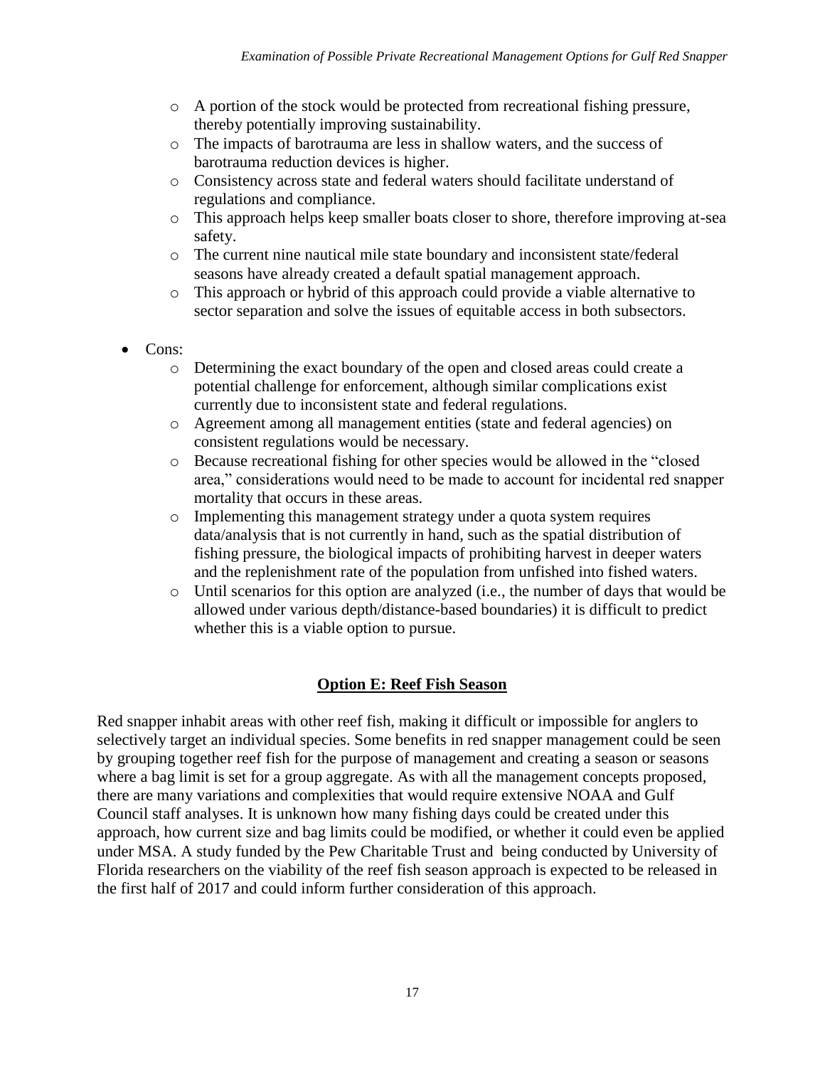- A portion of the stock would be protected from recreational fishing pressure, thereby potentially improving sustainability.
  - The impacts of barotrauma are less in shallow waters, and the success of barotrauma reduction devices is higher.
  - Consistency across state and federal waters should facilitate understand of regulations and compliance.
  - This approach helps keep smaller boats closer to shore, therefore improving at-sea safety.
  - The current nine nautical mile state boundary and inconsistent state/federal seasons have already created a default spatial management approach.
  - This approach or hybrid of this approach could provide a viable alternative to sector separation and solve the issues of equitable access in both subsectors.

- Cons:
  - Determining the exact boundary of the open and closed areas could create a potential challenge for enforcement, although similar complications exist currently due to inconsistent state and federal regulations.
  - Agreement among all management entities (state and federal agencies) on consistent regulations would be necessary.
  - Because recreational fishing for other species would be allowed in the "closed area," considerations would need to be made to account for incidental red snapper mortality that occurs in these areas.
  - Implementing this management strategy under a quota system requires data/analysis that is not currently in hand, such as the spatial distribution of fishing pressure, the biological impacts of prohibiting harvest in deeper waters and the replenishment rate of the population from unfished into fished waters.
  - Until scenarios for this option are analyzed (i.e., the number of days that would be allowed under various depth/distance-based boundaries) it is difficult to predict whether this is a viable option to pursue.

## Option E: Reef Fish Season

Red snapper inhabit areas with other reef fish, making it difficult or impossible for anglers to selectively target an individual species. Some benefits in red snapper management could be seen by grouping together reef fish for the purpose of management and creating a season or seasons where a bag limit is set for a group aggregate. As with all the management concepts proposed, there are many variations and complexities that would require extensive NOAA and Gulf Council staff analyses. It is unknown how many fishing days could be created under this approach, how current size and bag limits could be modified, or whether it could even be applied under MSA. A study funded by the Pew Charitable Trust and being conducted by University of Florida researchers on the viability of the reef fish season approach is expected to be released in the first half of 2017 and could inform further consideration of this approach.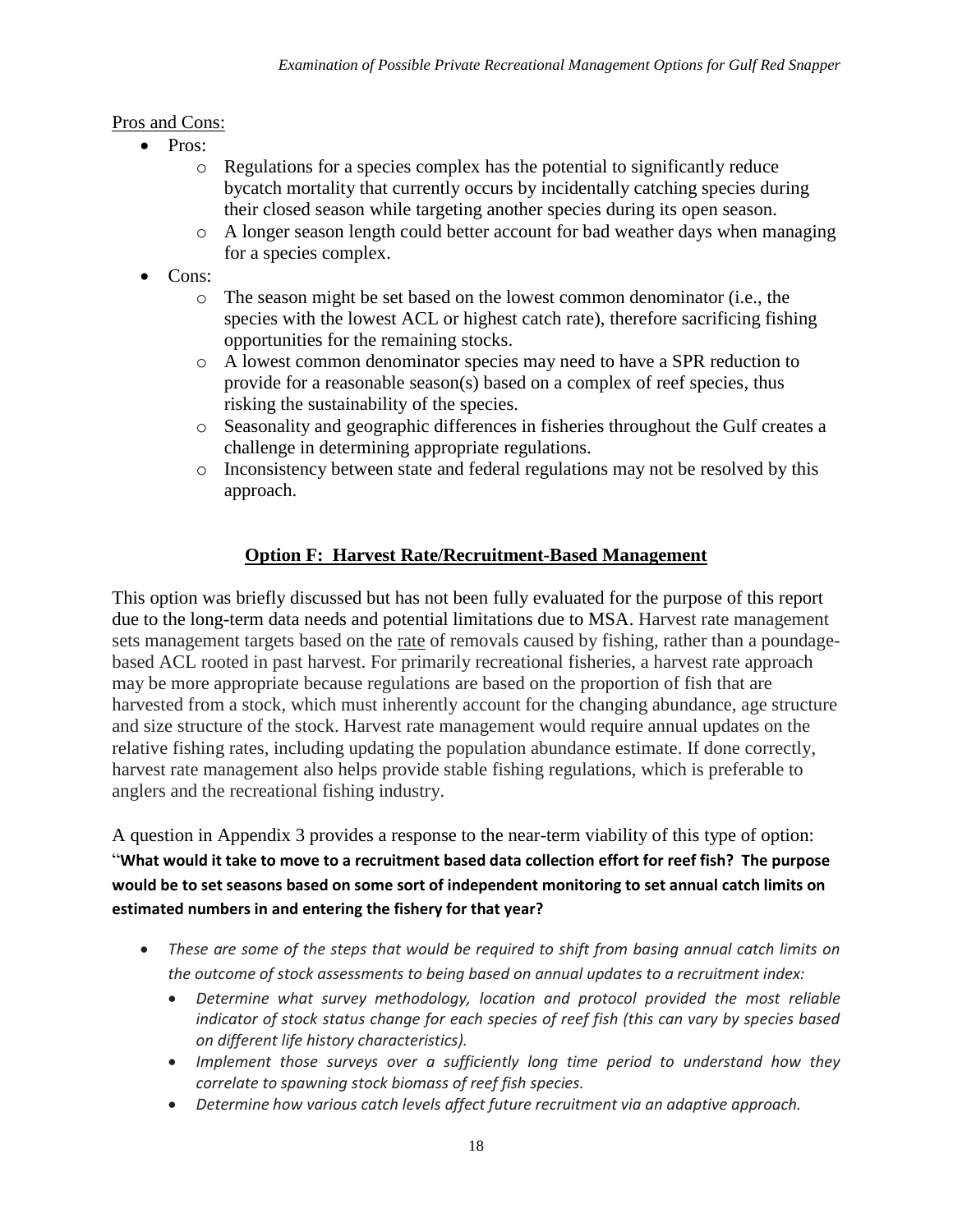Pros and Cons:

- Pros:
  - Regulations for a species complex has the potential to significantly reduce bycatch mortality that currently occurs by incidentally catching species during their closed season while targeting another species during its open season.
  - A longer season length could better account for bad weather days when managing for a species complex.
- Cons:
  - The season might be set based on the lowest common denominator (i.e., the species with the lowest ACL or highest catch rate), therefore sacrificing fishing opportunities for the remaining stocks.
  - A lowest common denominator species may need to have a SPR reduction to provide for a reasonable season(s) based on a complex of reef species, thus risking the sustainability of the species.
  - Seasonality and geographic differences in fisheries throughout the Gulf creates a challenge in determining appropriate regulations.
  - Inconsistency between state and federal regulations may not be resolved by this approach.

## Option F: Harvest Rate/Recruitment-Based Management

This option was briefly discussed but has not been fully evaluated for the purpose of this report due to the long-term data needs and potential limitations due to MSA. Harvest rate management sets management targets based on the rate of removals caused by fishing, rather than a poundage-based ACL rooted in past harvest. For primarily recreational fisheries, a harvest rate approach may be more appropriate because regulations are based on the proportion of fish that are harvested from a stock, which must inherently account for the changing abundance, age structure and size structure of the stock. Harvest rate management would require annual updates on the relative fishing rates, including updating the population abundance estimate. If done correctly, harvest rate management also helps provide stable fishing regulations, which is preferable to anglers and the recreational fishing industry.

A question in Appendix 3 provides a response to the near-term viability of this type of option: "**What would it take to move to a recruitment based data collection effort for reef fish? The purpose would be to set seasons based on some sort of independent monitoring to set annual catch limits on estimated numbers in and entering the fishery for that year?**

- *These are some of the steps that would be required to shift from basing annual catch limits on the outcome of stock assessments to being based on annual updates to a recruitment index:*
  - *Determine what survey methodology, location and protocol provided the most reliable indicator of stock status change for each species of reef fish (this can vary by species based on different life history characteristics).*
  - *Implement those surveys over a sufficiently long time period to understand how they correlate to spawning stock biomass of reef fish species.*
  - *Determine how various catch levels affect future recruitment via an adaptive approach.*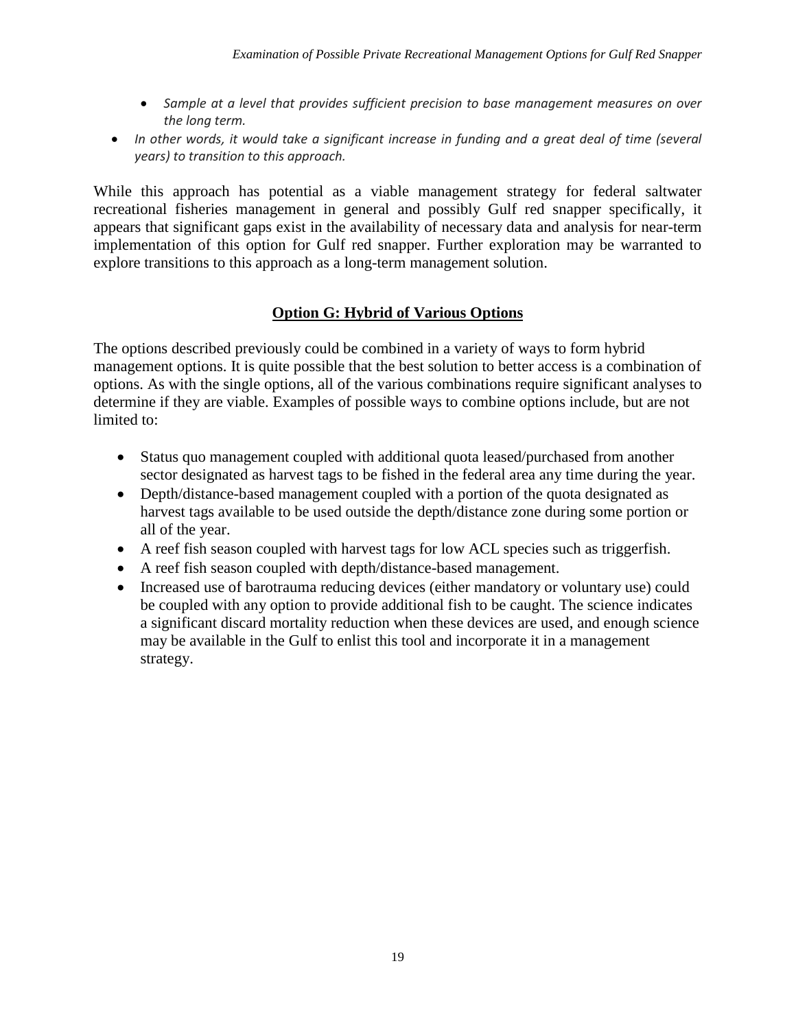- *Sample at a level that provides sufficient precision to base management measures on over the long term.*

- *In other words, it would take a significant increase in funding and a great deal of time (several years) to transition to this approach.*

While this approach has potential as a viable management strategy for federal saltwater recreational fisheries management in general and possibly Gulf red snapper specifically, it appears that significant gaps exist in the availability of necessary data and analysis for near-term implementation of this option for Gulf red snapper. Further exploration may be warranted to explore transitions to this approach as a long-term management solution.

## **Option G: Hybrid of Various Options**

The options described previously could be combined in a variety of ways to form hybrid management options. It is quite possible that the best solution to better access is a combination of options. As with the single options, all of the various combinations require significant analyses to determine if they are viable. Examples of possible ways to combine options include, but are not limited to:

- Status quo management coupled with additional quota leased/purchased from another sector designated as harvest tags to be fished in the federal area any time during the year.
- Depth/distance-based management coupled with a portion of the quota designated as harvest tags available to be used outside the depth/distance zone during some portion or all of the year.
- A reef fish season coupled with harvest tags for low ACL species such as triggerfish.
- A reef fish season coupled with depth/distance-based management.
- Increased use of barotrauma reducing devices (either mandatory or voluntary use) could be coupled with any option to provide additional fish to be caught. The science indicates a significant discard mortality reduction when these devices are used, and enough science may be available in the Gulf to enlist this tool and incorporate it in a management strategy.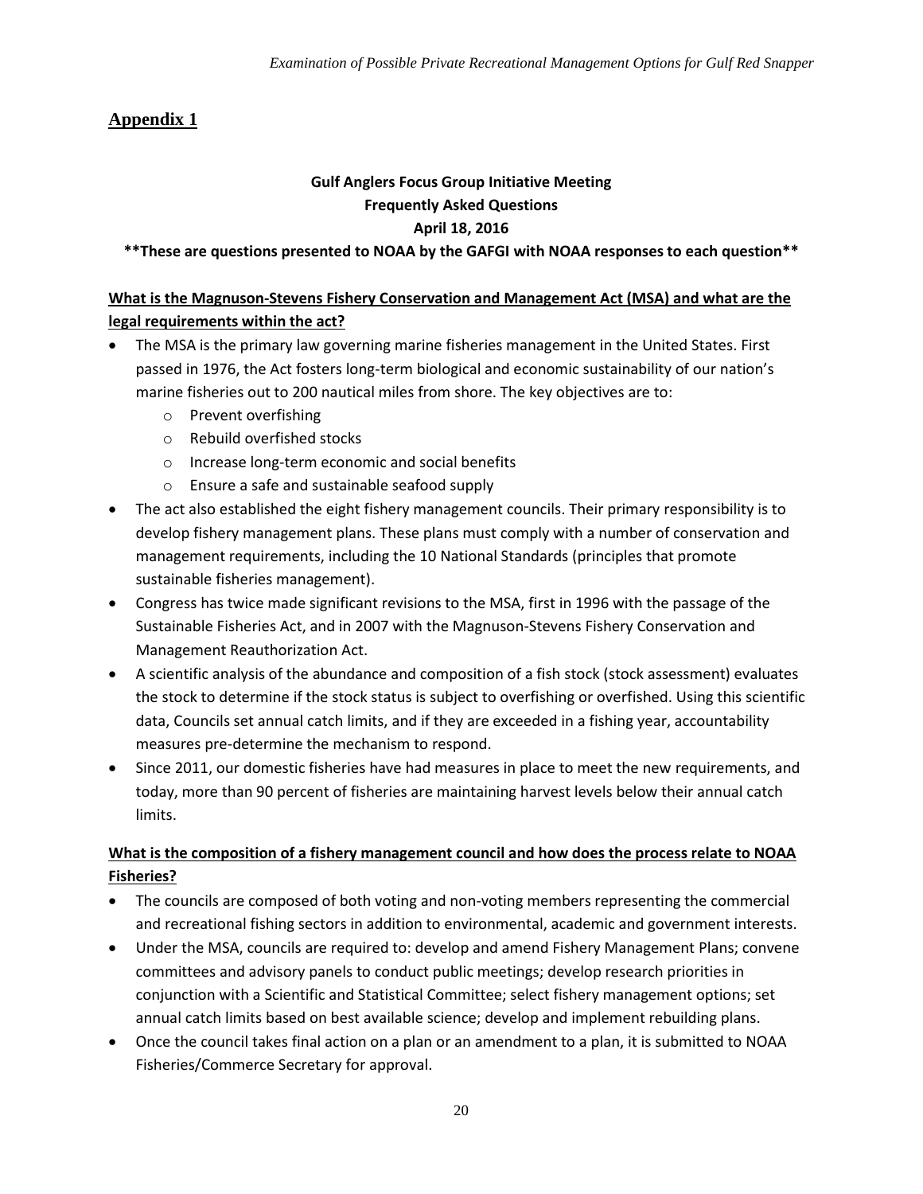## Appendix 1

**Gulf Anglers Focus Group Initiative Meeting**
**Frequently Asked Questions**
**April 18, 2016**

****These are questions presented to NOAA by the GAFGI with NOAA responses to each question****

**What is the Magnuson-Stevens Fishery Conservation and Management Act (MSA) and what are the legal requirements within the act?**

- The MSA is the primary law governing marine fisheries management in the United States. First passed in 1976, the Act fosters long-term biological and economic sustainability of our nation's marine fisheries out to 200 nautical miles from shore. The key objectives are to:
  - Prevent overfishing
  - Rebuild overfished stocks
  - Increase long-term economic and social benefits
  - Ensure a safe and sustainable seafood supply
- The act also established the eight fishery management councils. Their primary responsibility is to develop fishery management plans. These plans must comply with a number of conservation and management requirements, including the 10 National Standards (principles that promote sustainable fisheries management).
- Congress has twice made significant revisions to the MSA, first in 1996 with the passage of the Sustainable Fisheries Act, and in 2007 with the Magnuson-Stevens Fishery Conservation and Management Reauthorization Act.
- A scientific analysis of the abundance and composition of a fish stock (stock assessment) evaluates the stock to determine if the stock status is subject to overfishing or overfished. Using this scientific data, Councils set annual catch limits, and if they are exceeded in a fishing year, accountability measures pre-determine the mechanism to respond.
- Since 2011, our domestic fisheries have had measures in place to meet the new requirements, and today, more than 90 percent of fisheries are maintaining harvest levels below their annual catch limits.

**What is the composition of a fishery management council and how does the process relate to NOAA Fisheries?**

- The councils are composed of both voting and non-voting members representing the commercial and recreational fishing sectors in addition to environmental, academic and government interests.
- Under the MSA, councils are required to: develop and amend Fishery Management Plans; convene committees and advisory panels to conduct public meetings; develop research priorities in conjunction with a Scientific and Statistical Committee; select fishery management options; set annual catch limits based on best available science; develop and implement rebuilding plans.
- Once the council takes final action on a plan or an amendment to a plan, it is submitted to NOAA Fisheries/Commerce Secretary for approval.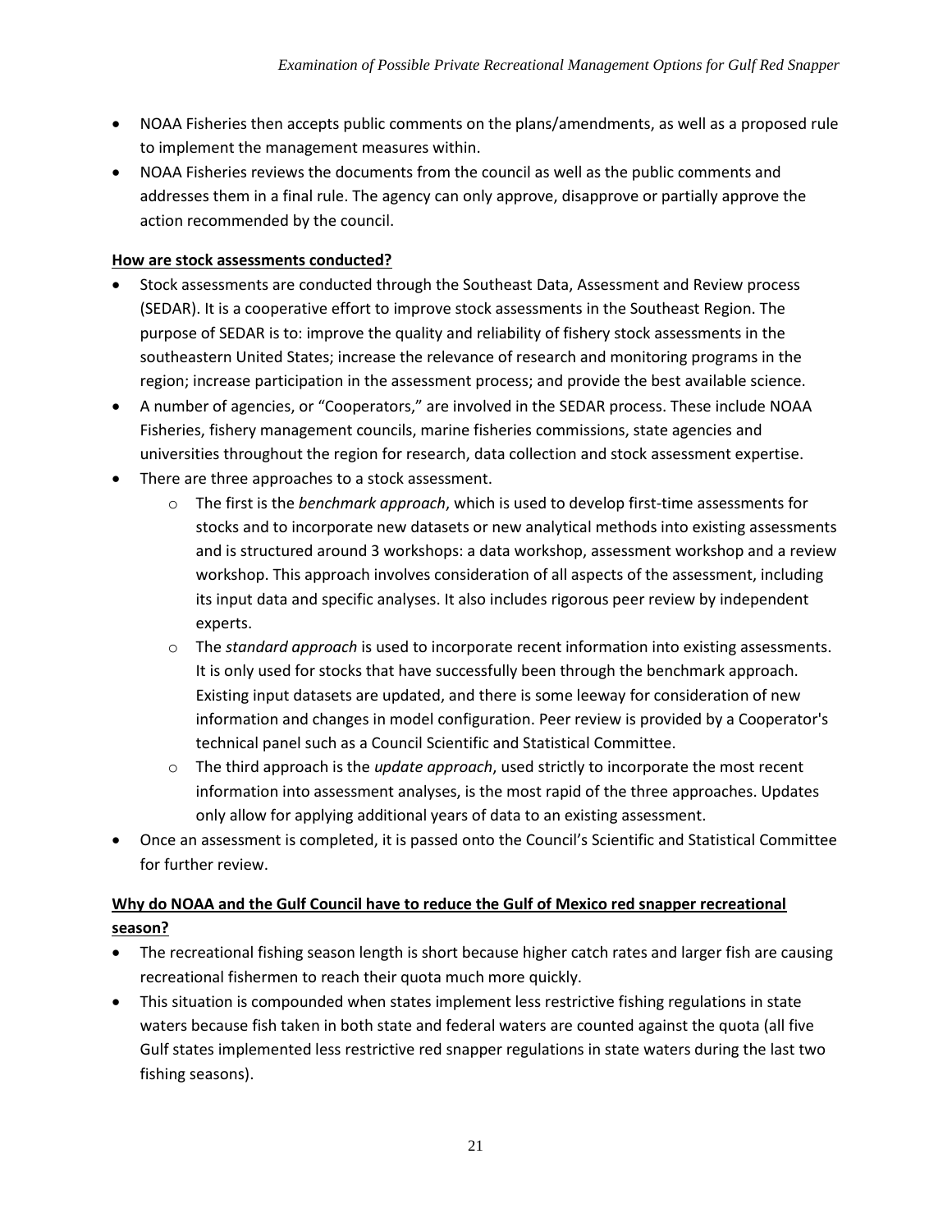- NOAA Fisheries then accepts public comments on the plans/amendments, as well as a proposed rule to implement the management measures within.
- NOAA Fisheries reviews the documents from the council as well as the public comments and addresses them in a final rule. The agency can only approve, disapprove or partially approve the action recommended by the council.

**How are stock assessments conducted?**

- Stock assessments are conducted through the Southeast Data, Assessment and Review process (SEDAR). It is a cooperative effort to improve stock assessments in the Southeast Region. The purpose of SEDAR is to: improve the quality and reliability of fishery stock assessments in the southeastern United States; increase the relevance of research and monitoring programs in the region; increase participation in the assessment process; and provide the best available science.
- A number of agencies, or "Cooperators," are involved in the SEDAR process. These include NOAA Fisheries, fishery management councils, marine fisheries commissions, state agencies and universities throughout the region for research, data collection and stock assessment expertise.
- There are three approaches to a stock assessment.
    - The first is the *benchmark approach*, which is used to develop first-time assessments for stocks and to incorporate new datasets or new analytical methods into existing assessments and is structured around 3 workshops: a data workshop, assessment workshop and a review workshop. This approach involves consideration of all aspects of the assessment, including its input data and specific analyses. It also includes rigorous peer review by independent experts.
    - The *standard approach* is used to incorporate recent information into existing assessments. It is only used for stocks that have successfully been through the benchmark approach. Existing input datasets are updated, and there is some leeway for consideration of new information and changes in model configuration. Peer review is provided by a Cooperator's technical panel such as a Council Scientific and Statistical Committee.
    - The third approach is the *update approach*, used strictly to incorporate the most recent information into assessment analyses, is the most rapid of the three approaches. Updates only allow for applying additional years of data to an existing assessment.
- Once an assessment is completed, it is passed onto the Council's Scientific and Statistical Committee for further review.

**Why do NOAA and the Gulf Council have to reduce the Gulf of Mexico red snapper recreational season?**

- The recreational fishing season length is short because higher catch rates and larger fish are causing recreational fishermen to reach their quota much more quickly.
- This situation is compounded when states implement less restrictive fishing regulations in state waters because fish taken in both state and federal waters are counted against the quota (all five Gulf states implemented less restrictive red snapper regulations in state waters during the last two fishing seasons).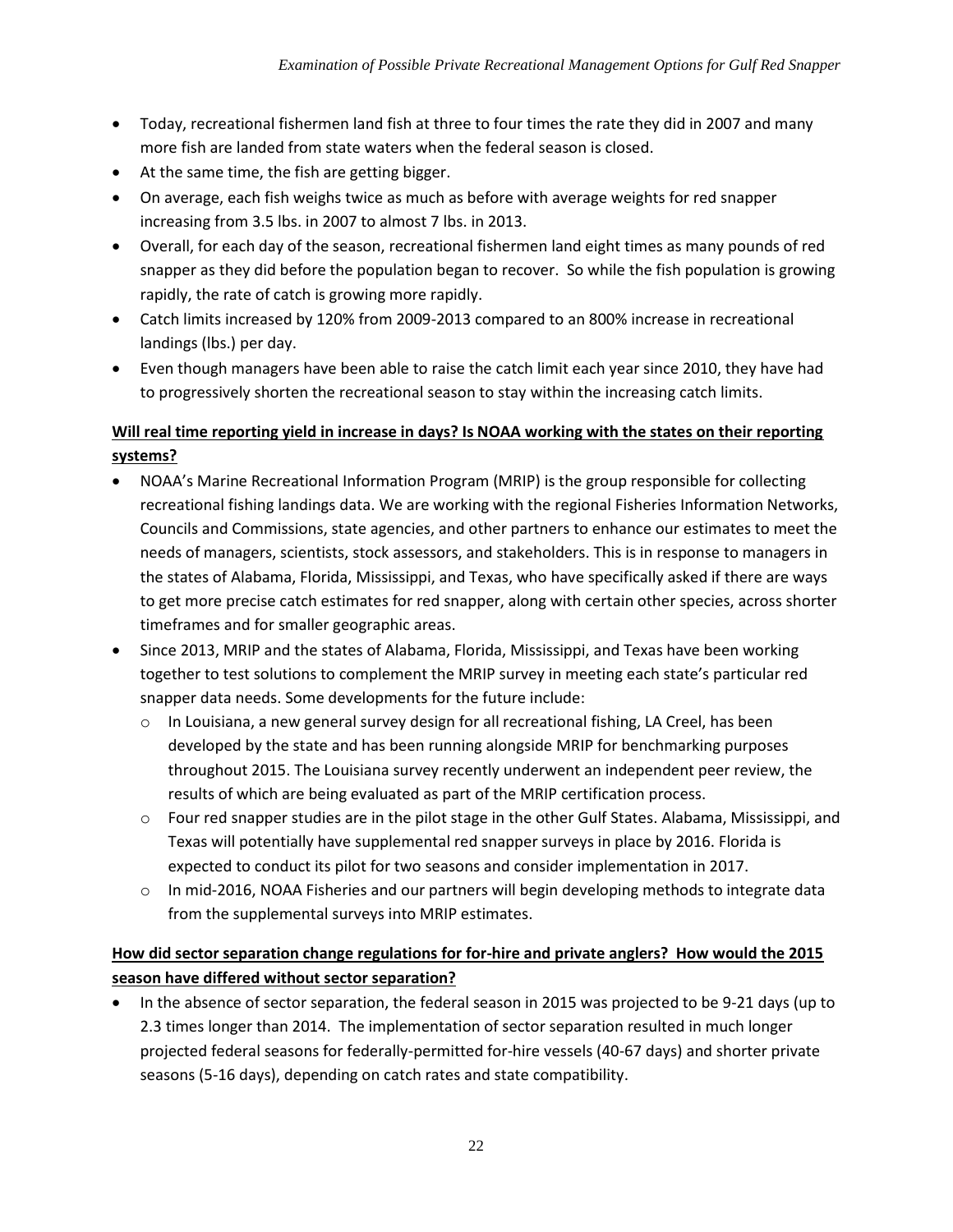- Today, recreational fishermen land fish at three to four times the rate they did in 2007 and many more fish are landed from state waters when the federal season is closed.
- At the same time, the fish are getting bigger.
- On average, each fish weighs twice as much as before with average weights for red snapper increasing from 3.5 lbs. in 2007 to almost 7 lbs. in 2013.
- Overall, for each day of the season, recreational fishermen land eight times as many pounds of red snapper as they did before the population began to recover. So while the fish population is growing rapidly, the rate of catch is growing more rapidly.
- Catch limits increased by 120% from 2009-2013 compared to an 800% increase in recreational landings (lbs.) per day.
- Even though managers have been able to raise the catch limit each year since 2010, they have had to progressively shorten the recreational season to stay within the increasing catch limits.

**Will real time reporting yield in increase in days? Is NOAA working with the states on their reporting systems?**

- NOAA's Marine Recreational Information Program (MRIP) is the group responsible for collecting recreational fishing landings data. We are working with the regional Fisheries Information Networks, Councils and Commissions, state agencies, and other partners to enhance our estimates to meet the needs of managers, scientists, stock assessors, and stakeholders. This is in response to managers in the states of Alabama, Florida, Mississippi, and Texas, who have specifically asked if there are ways to get more precise catch estimates for red snapper, along with certain other species, across shorter timeframes and for smaller geographic areas.
- Since 2013, MRIP and the states of Alabama, Florida, Mississippi, and Texas have been working together to test solutions to complement the MRIP survey in meeting each state's particular red snapper data needs. Some developments for the future include:
  - In Louisiana, a new general survey design for all recreational fishing, LA Creel, has been developed by the state and has been running alongside MRIP for benchmarking purposes throughout 2015. The Louisiana survey recently underwent an independent peer review, the results of which are being evaluated as part of the MRIP certification process.
  - Four red snapper studies are in the pilot stage in the other Gulf States. Alabama, Mississippi, and Texas will potentially have supplemental red snapper surveys in place by 2016. Florida is expected to conduct its pilot for two seasons and consider implementation in 2017.
  - In mid-2016, NOAA Fisheries and our partners will begin developing methods to integrate data from the supplemental surveys into MRIP estimates.

**How did sector separation change regulations for for-hire and private anglers? How would the 2015 season have differed without sector separation?**

- In the absence of sector separation, the federal season in 2015 was projected to be 9-21 days (up to 2.3 times longer than 2014. The implementation of sector separation resulted in much longer projected federal seasons for federally-permitted for-hire vessels (40-67 days) and shorter private seasons (5-16 days), depending on catch rates and state compatibility.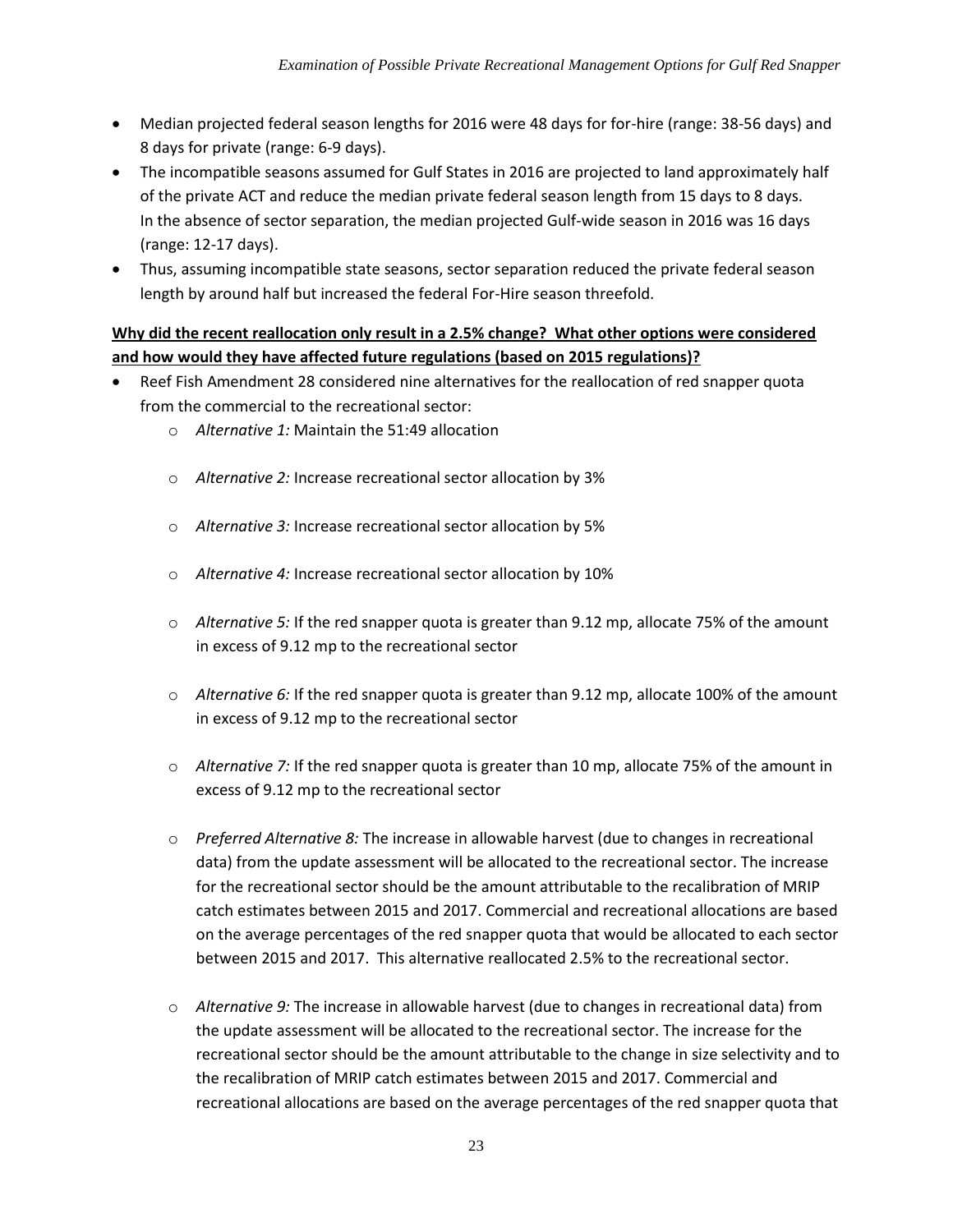- Median projected federal season lengths for 2016 were 48 days for for-hire (range: 38-56 days) and 8 days for private (range: 6-9 days).
- The incompatible seasons assumed for Gulf States in 2016 are projected to land approximately half of the private ACT and reduce the median private federal season length from 15 days to 8 days. In the absence of sector separation, the median projected Gulf-wide season in 2016 was 16 days (range: 12-17 days).
- Thus, assuming incompatible state seasons, sector separation reduced the private federal season length by around half but increased the federal For-Hire season threefold.

**Why did the recent reallocation only result in a 2.5% change? What other options were considered and how would they have affected future regulations (based on 2015 regulations)?**

- Reef Fish Amendment 28 considered nine alternatives for the reallocation of red snapper quota from the commercial to the recreational sector:
  - *Alternative 1:* Maintain the 51:49 allocation
  - *Alternative 2:* Increase recreational sector allocation by 3%
  - *Alternative 3:* Increase recreational sector allocation by 5%
  - *Alternative 4:* Increase recreational sector allocation by 10%
  - *Alternative 5:* If the red snapper quota is greater than 9.12 mp, allocate 75% of the amount in excess of 9.12 mp to the recreational sector
  - *Alternative 6:* If the red snapper quota is greater than 9.12 mp, allocate 100% of the amount in excess of 9.12 mp to the recreational sector
  - *Alternative 7:* If the red snapper quota is greater than 10 mp, allocate 75% of the amount in excess of 9.12 mp to the recreational sector
  - *Preferred Alternative 8:* The increase in allowable harvest (due to changes in recreational data) from the update assessment will be allocated to the recreational sector. The increase for the recreational sector should be the amount attributable to the recalibration of MRIP catch estimates between 2015 and 2017. Commercial and recreational allocations are based on the average percentages of the red snapper quota that would be allocated to each sector between 2015 and 2017. This alternative reallocated 2.5% to the recreational sector.
  - *Alternative 9:* The increase in allowable harvest (due to changes in recreational data) from the update assessment will be allocated to the recreational sector. The increase for the recreational sector should be the amount attributable to the change in size selectivity and to the recalibration of MRIP catch estimates between 2015 and 2017. Commercial and recreational allocations are based on the average percentages of the red snapper quota that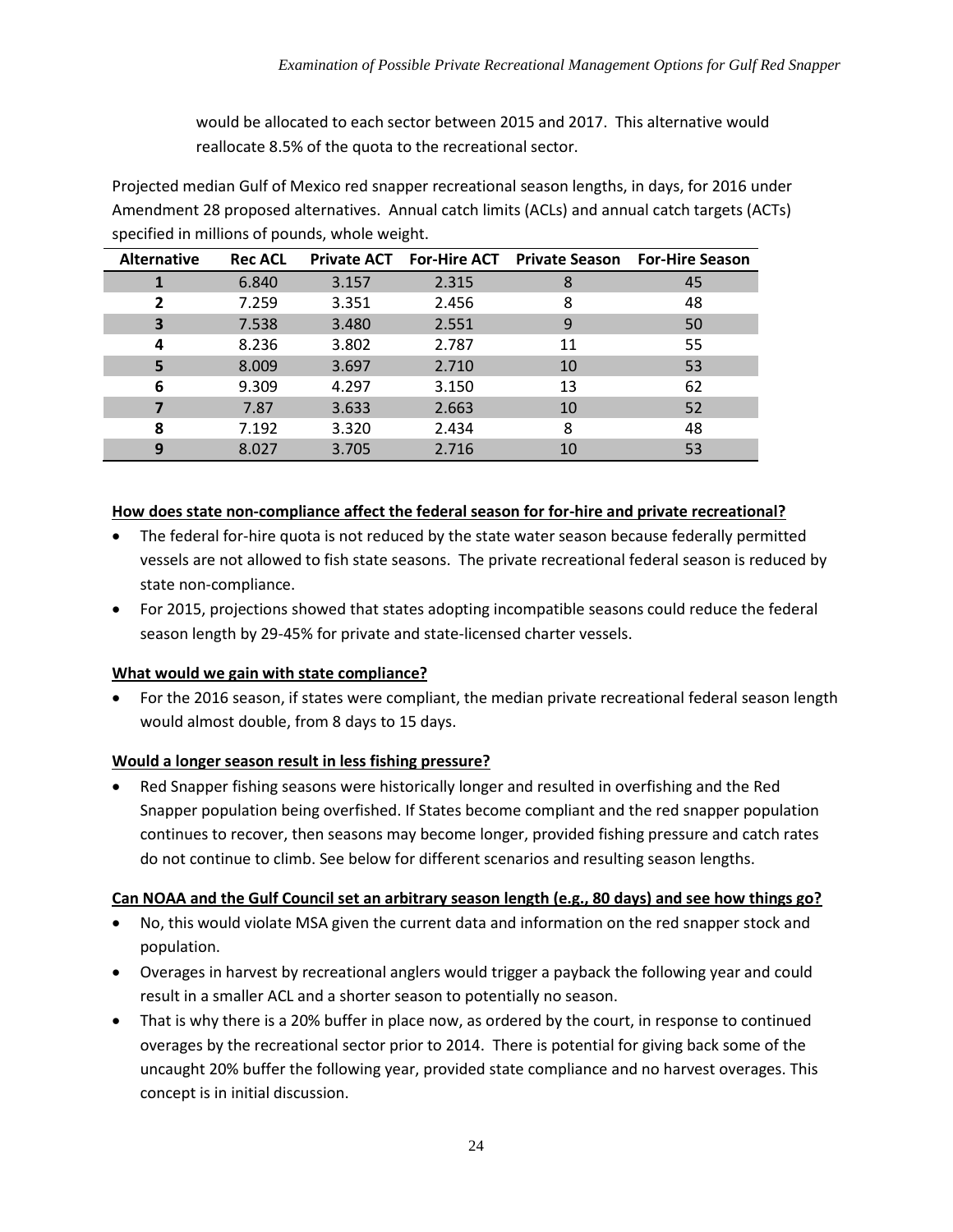would be allocated to each sector between 2015 and 2017. This alternative would reallocate 8.5% of the quota to the recreational sector.

Projected median Gulf of Mexico red snapper recreational season lengths, in days, for 2016 under Amendment 28 proposed alternatives. Annual catch limits (ACLs) and annual catch targets (ACTs) specified in millions of pounds, whole weight.

| Alternative | Rec ACL | Private ACT | For-Hire ACT | Private Season | For-Hire Season |
|---|---|---|---|---|---|
| **1** | 6.840 | 3.157 | 2.315 | 8 | 45 |
| **2** | 7.259 | 3.351 | 2.456 | 8 | 48 |
| **3** | 7.538 | 3.480 | 2.551 | 9 | 50 |
| **4** | 8.236 | 3.802 | 2.787 | 11 | 55 |
| **5** | 8.009 | 3.697 | 2.710 | 10 | 53 |
| **6** | 9.309 | 4.297 | 3.150 | 13 | 62 |
| **7** | 7.87 | 3.633 | 2.663 | 10 | 52 |
| **8** | 7.192 | 3.320 | 2.434 | 8 | 48 |
| **9** | 8.027 | 3.705 | 2.716 | 10 | 53 |

**How does state non-compliance affect the federal season for for-hire and private recreational?**

- The federal for-hire quota is not reduced by the state water season because federally permitted vessels are not allowed to fish state seasons. The private recreational federal season is reduced by state non-compliance.
- For 2015, projections showed that states adopting incompatible seasons could reduce the federal season length by 29-45% for private and state-licensed charter vessels.

**What would we gain with state compliance?**

- For the 2016 season, if states were compliant, the median private recreational federal season length would almost double, from 8 days to 15 days.

**Would a longer season result in less fishing pressure?**

- Red Snapper fishing seasons were historically longer and resulted in overfishing and the Red Snapper population being overfished. If States become compliant and the red snapper population continues to recover, then seasons may become longer, provided fishing pressure and catch rates do not continue to climb. See below for different scenarios and resulting season lengths.

**Can NOAA and the Gulf Council set an arbitrary season length (e.g., 80 days) and see how things go?**

- No, this would violate MSA given the current data and information on the red snapper stock and population.
- Overages in harvest by recreational anglers would trigger a payback the following year and could result in a smaller ACL and a shorter season to potentially no season.
- That is why there is a 20% buffer in place now, as ordered by the court, in response to continued overages by the recreational sector prior to 2014. There is potential for giving back some of the uncaught 20% buffer the following year, provided state compliance and no harvest overages. This concept is in initial discussion.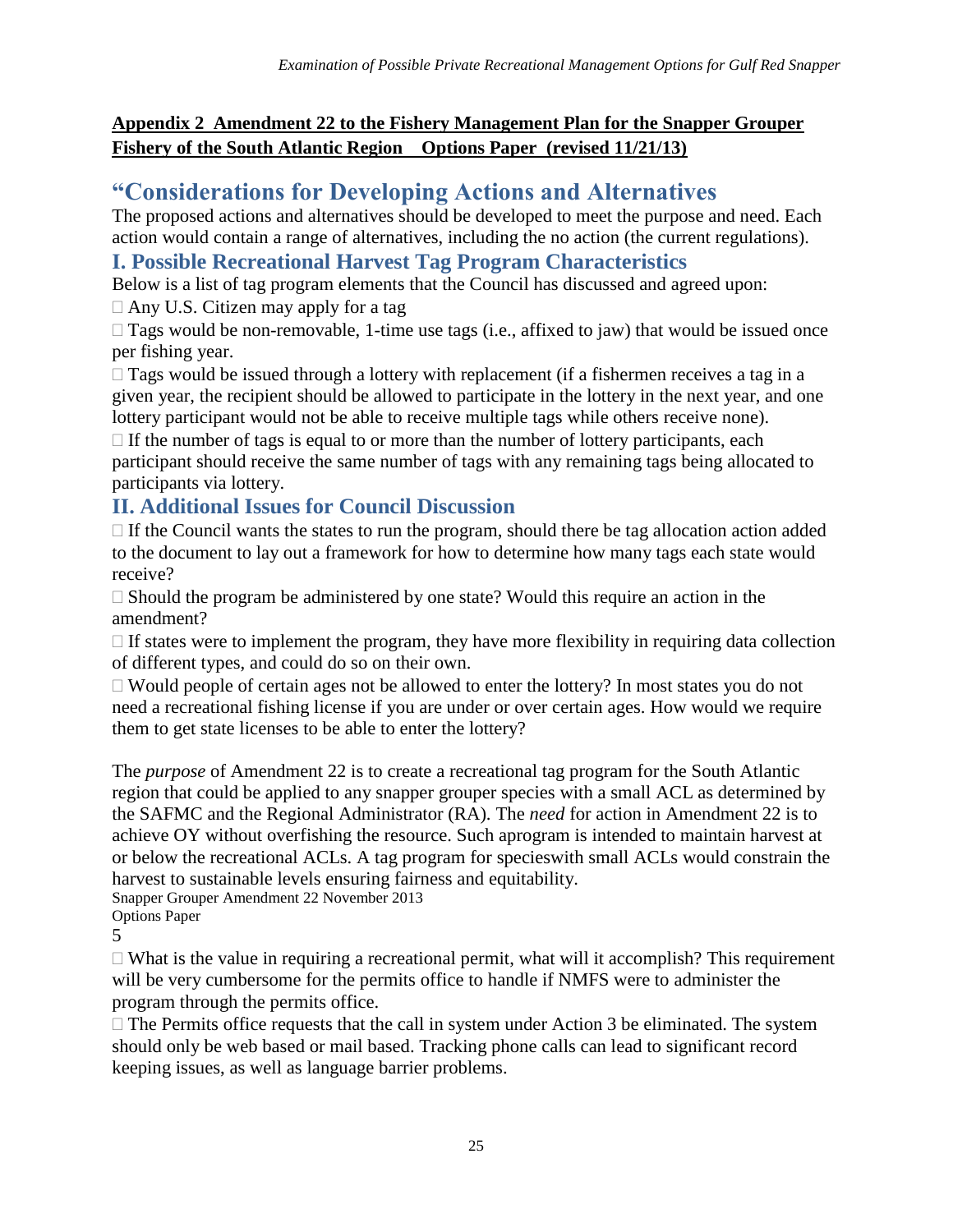**Appendix 2 Amendment 22 to the Fishery Management Plan for the Snapper Grouper Fishery of the South Atlantic Region Options Paper (revised 11/21/13)**

## "Considerations for Developing Actions and Alternatives

The proposed actions and alternatives should be developed to meet the purpose and need. Each action would contain a range of alternatives, including the no action (the current regulations).

### I. Possible Recreational Harvest Tag Program Characteristics

Below is a list of tag program elements that the Council has discussed and agreed upon:

- Any U.S. Citizen may apply for a tag
- Tags would be non-removable, 1-time use tags (i.e., affixed to jaw) that would be issued once per fishing year.
- Tags would be issued through a lottery with replacement (if a fishermen receives a tag in a given year, the recipient should be allowed to participate in the lottery in the next year, and one lottery participant would not be able to receive multiple tags while others receive none).
- If the number of tags is equal to or more than the number of lottery participants, each participant should receive the same number of tags with any remaining tags being allocated to participants via lottery.

### II. Additional Issues for Council Discussion

- If the Council wants the states to run the program, should there be tag allocation action added to the document to lay out a framework for how to determine how many tags each state would receive?
- Should the program be administered by one state? Would this require an action in the amendment?
- If states were to implement the program, they have more flexibility in requiring data collection of different types, and could do so on their own.
- Would people of certain ages not be allowed to enter the lottery? In most states you do not need a recreational fishing license if you are under or over certain ages. How would we require them to get state licenses to be able to enter the lottery?

The *purpose* of Amendment 22 is to create a recreational tag program for the South Atlantic region that could be applied to any snapper grouper species with a small ACL as determined by the SAFMC and the Regional Administrator (RA). The *need* for action in Amendment 22 is to achieve OY without overfishing the resource. Such aprogram is intended to maintain harvest at or below the recreational ACLs. A tag program for specieswith small ACLs would constrain the harvest to sustainable levels ensuring fairness and equitability.

Snapper Grouper Amendment 22 November 2013
Options Paper
5

- What is the value in requiring a recreational permit, what will it accomplish? This requirement will be very cumbersome for the permits office to handle if NMFS were to administer the program through the permits office.
- The Permits office requests that the call in system under Action 3 be eliminated. The system should only be web based or mail based. Tracking phone calls can lead to significant record keeping issues, as well as language barrier problems.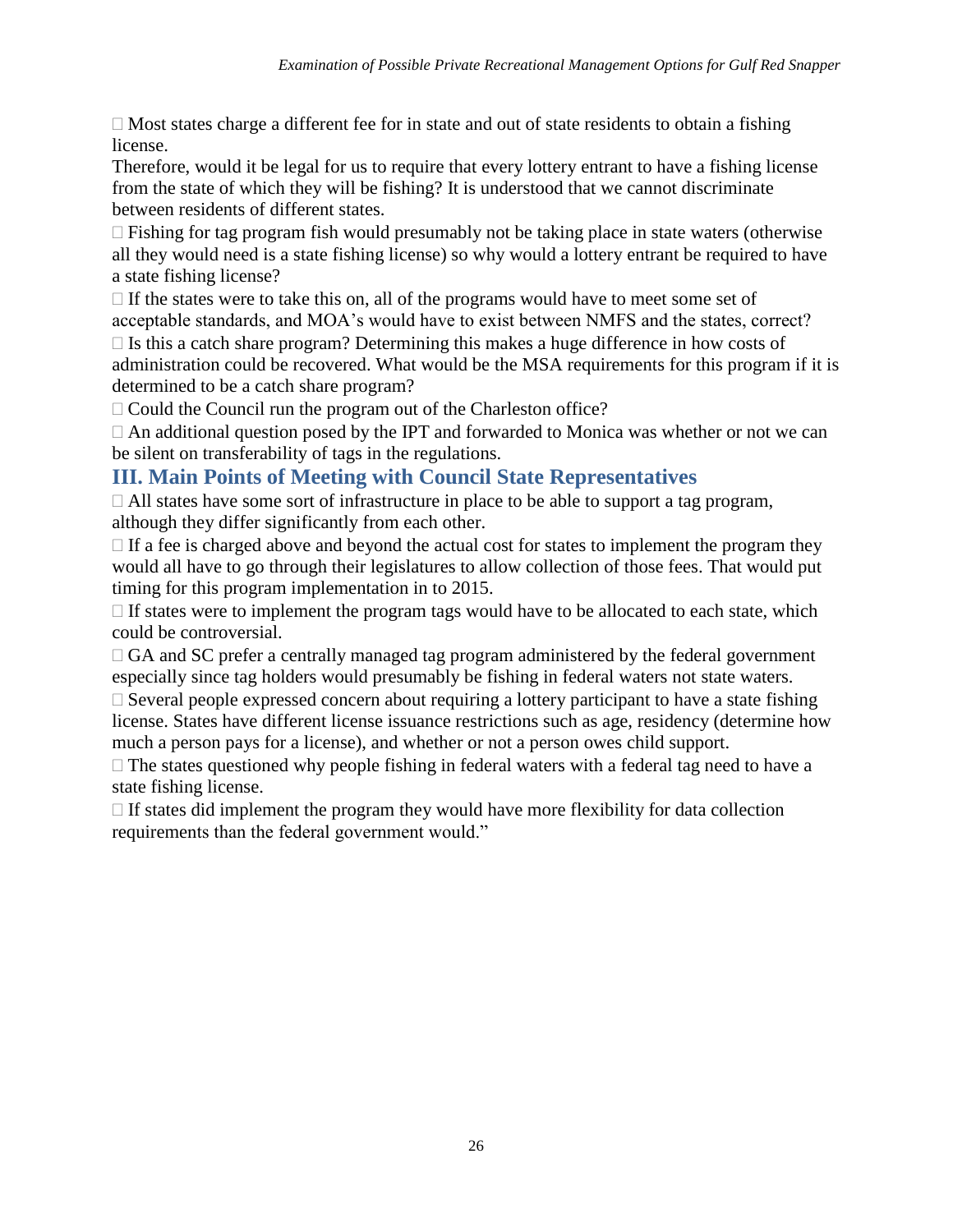- Most states charge a different fee for in state and out of state residents to obtain a fishing license.

Therefore, would it be legal for us to require that every lottery entrant to have a fishing license from the state of which they will be fishing? It is understood that we cannot discriminate between residents of different states.

- Fishing for tag program fish would presumably not be taking place in state waters (otherwise all they would need is a state fishing license) so why would a lottery entrant be required to have a state fishing license?
- If the states were to take this on, all of the programs would have to meet some set of acceptable standards, and MOA's would have to exist between NMFS and the states, correct?
- Is this a catch share program? Determining this makes a huge difference in how costs of administration could be recovered. What would be the MSA requirements for this program if it is determined to be a catch share program?
- Could the Council run the program out of the Charleston office?
- An additional question posed by the IPT and forwarded to Monica was whether or not we can be silent on transferability of tags in the regulations.

## III. Main Points of Meeting with Council State Representatives

- All states have some sort of infrastructure in place to be able to support a tag program, although they differ significantly from each other.
- If a fee is charged above and beyond the actual cost for states to implement the program they would all have to go through their legislatures to allow collection of those fees. That would put timing for this program implementation in to 2015.
- If states were to implement the program tags would have to be allocated to each state, which could be controversial.
- GA and SC prefer a centrally managed tag program administered by the federal government especially since tag holders would presumably be fishing in federal waters not state waters.
- Several people expressed concern about requiring a lottery participant to have a state fishing license. States have different license issuance restrictions such as age, residency (determine how much a person pays for a license), and whether or not a person owes child support.
- The states questioned why people fishing in federal waters with a federal tag need to have a state fishing license.
- If states did implement the program they would have more flexibility for data collection requirements than the federal government would."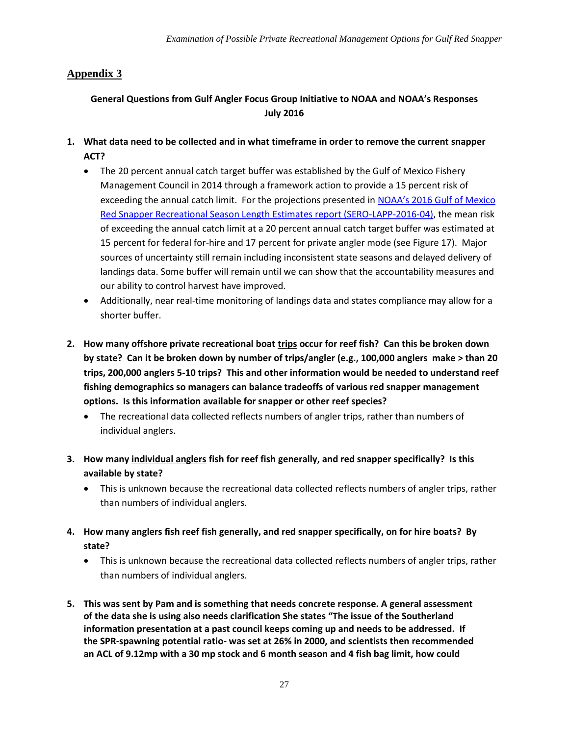## Appendix 3

**General Questions from Gulf Angler Focus Group Initiative to NOAA and NOAA's Responses July 2016**

1. **What data need to be collected and in what timeframe in order to remove the current snapper ACT?**
   - The 20 percent annual catch target buffer was established by the Gulf of Mexico Fishery Management Council in 2014 through a framework action to provide a 15 percent risk of exceeding the annual catch limit. For the projections presented in NOAA's 2016 Gulf of Mexico Red Snapper Recreational Season Length Estimates report (SERO-LAPP-2016-04), the mean risk of exceeding the annual catch limit at a 20 percent annual catch target buffer was estimated at 15 percent for federal for-hire and 17 percent for private angler mode (see Figure 17). Major sources of uncertainty still remain including inconsistent state seasons and delayed delivery of landings data. Some buffer will remain until we can show that the accountability measures and our ability to control harvest have improved.
   - Additionally, near real-time monitoring of landings data and states compliance may allow for a shorter buffer.

2. **How many offshore private recreational boat trips occur for reef fish? Can this be broken down by state? Can it be broken down by number of trips/angler (e.g., 100,000 anglers make > than 20 trips, 200,000 anglers 5-10 trips? This and other information would be needed to understand reef fishing demographics so managers can balance tradeoffs of various red snapper management options. Is this information available for snapper or other reef species?**
   - The recreational data collected reflects numbers of angler trips, rather than numbers of individual anglers.

3. **How many individual anglers fish for reef fish generally, and red snapper specifically? Is this available by state?**
   - This is unknown because the recreational data collected reflects numbers of angler trips, rather than numbers of individual anglers.

4. **How many anglers fish reef fish generally, and red snapper specifically, on for hire boats? By state?**
   - This is unknown because the recreational data collected reflects numbers of angler trips, rather than numbers of individual anglers.

5. **This was sent by Pam and is something that needs concrete response. A general assessment of the data she is using also needs clarification She states "The issue of the Southerland information presentation at a past council keeps coming up and needs to be addressed. If the SPR-spawning potential ratio- was set at 26% in 2000, and scientists then recommended an ACL of 9.12mp with a 30 mp stock and 6 month season and 4 fish bag limit, how could**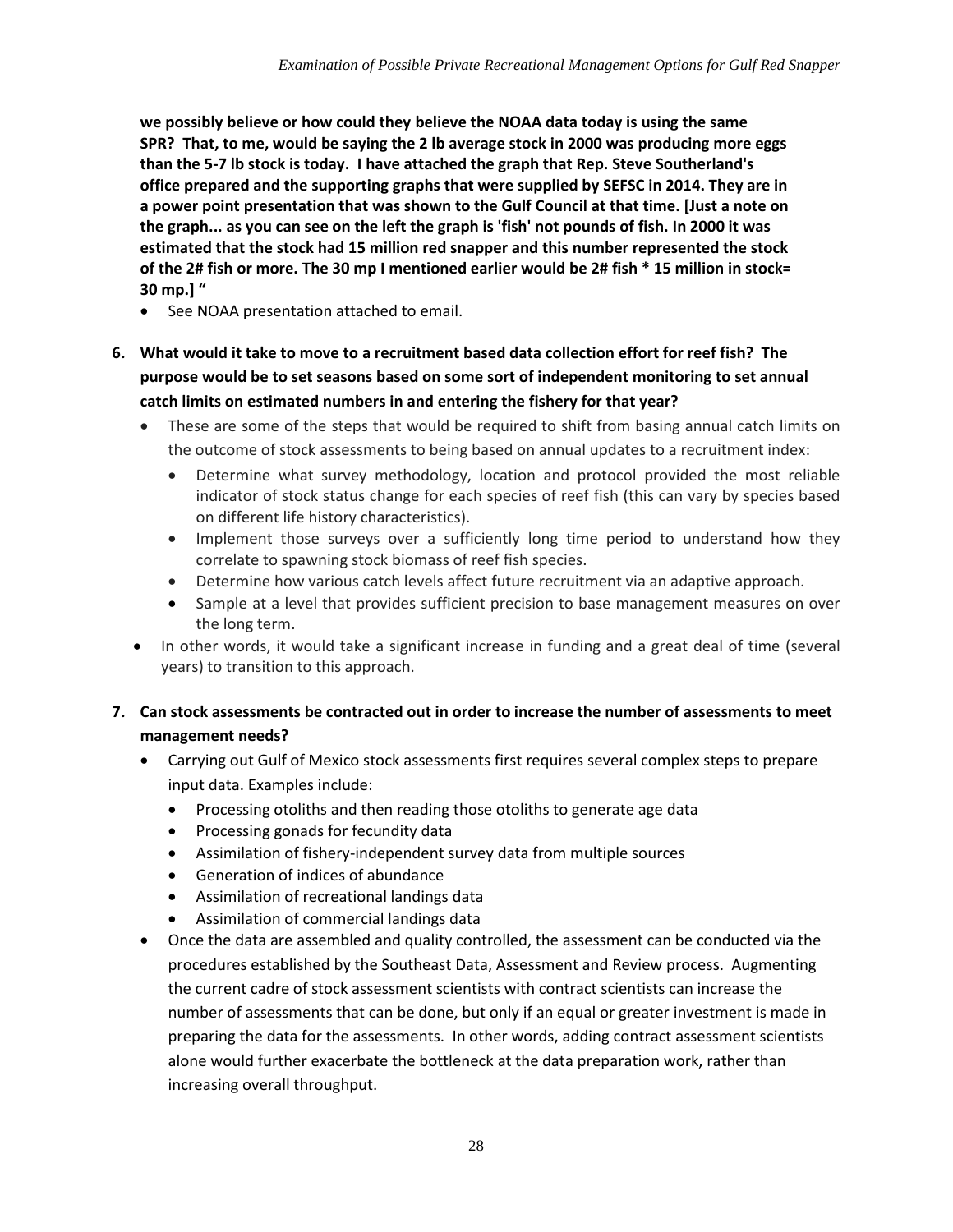**we possibly believe or how could they believe the NOAA data today is using the same SPR? That, to me, would be saying the 2 lb average stock in 2000 was producing more eggs than the 5-7 lb stock is today. I have attached the graph that Rep. Steve Southerland's office prepared and the supporting graphs that were supplied by SEFSC in 2014. They are in a power point presentation that was shown to the Gulf Council at that time. [Just a note on the graph... as you can see on the left the graph is 'fish' not pounds of fish. In 2000 it was estimated that the stock had 15 million red snapper and this number represented the stock of the 2# fish or more. The 30 mp I mentioned earlier would be 2# fish * 15 million in stock= 30 mp.] "**

- See NOAA presentation attached to email.

6. **What would it take to move to a recruitment based data collection effort for reef fish? The purpose would be to set seasons based on some sort of independent monitoring to set annual catch limits on estimated numbers in and entering the fishery for that year?**
   - These are some of the steps that would be required to shift from basing annual catch limits on the outcome of stock assessments to being based on annual updates to a recruitment index:
     - Determine what survey methodology, location and protocol provided the most reliable indicator of stock status change for each species of reef fish (this can vary by species based on different life history characteristics).
     - Implement those surveys over a sufficiently long time period to understand how they correlate to spawning stock biomass of reef fish species.
     - Determine how various catch levels affect future recruitment via an adaptive approach.
     - Sample at a level that provides sufficient precision to base management measures on over the long term.
   - In other words, it would take a significant increase in funding and a great deal of time (several years) to transition to this approach.

7. **Can stock assessments be contracted out in order to increase the number of assessments to meet management needs?**
   - Carrying out Gulf of Mexico stock assessments first requires several complex steps to prepare input data. Examples include:
     - Processing otoliths and then reading those otoliths to generate age data
     - Processing gonads for fecundity data
     - Assimilation of fishery-independent survey data from multiple sources
     - Generation of indices of abundance
     - Assimilation of recreational landings data
     - Assimilation of commercial landings data
   - Once the data are assembled and quality controlled, the assessment can be conducted via the procedures established by the Southeast Data, Assessment and Review process. Augmenting the current cadre of stock assessment scientists with contract scientists can increase the number of assessments that can be done, but only if an equal or greater investment is made in preparing the data for the assessments. In other words, adding contract assessment scientists alone would further exacerbate the bottleneck at the data preparation work, rather than increasing overall throughput.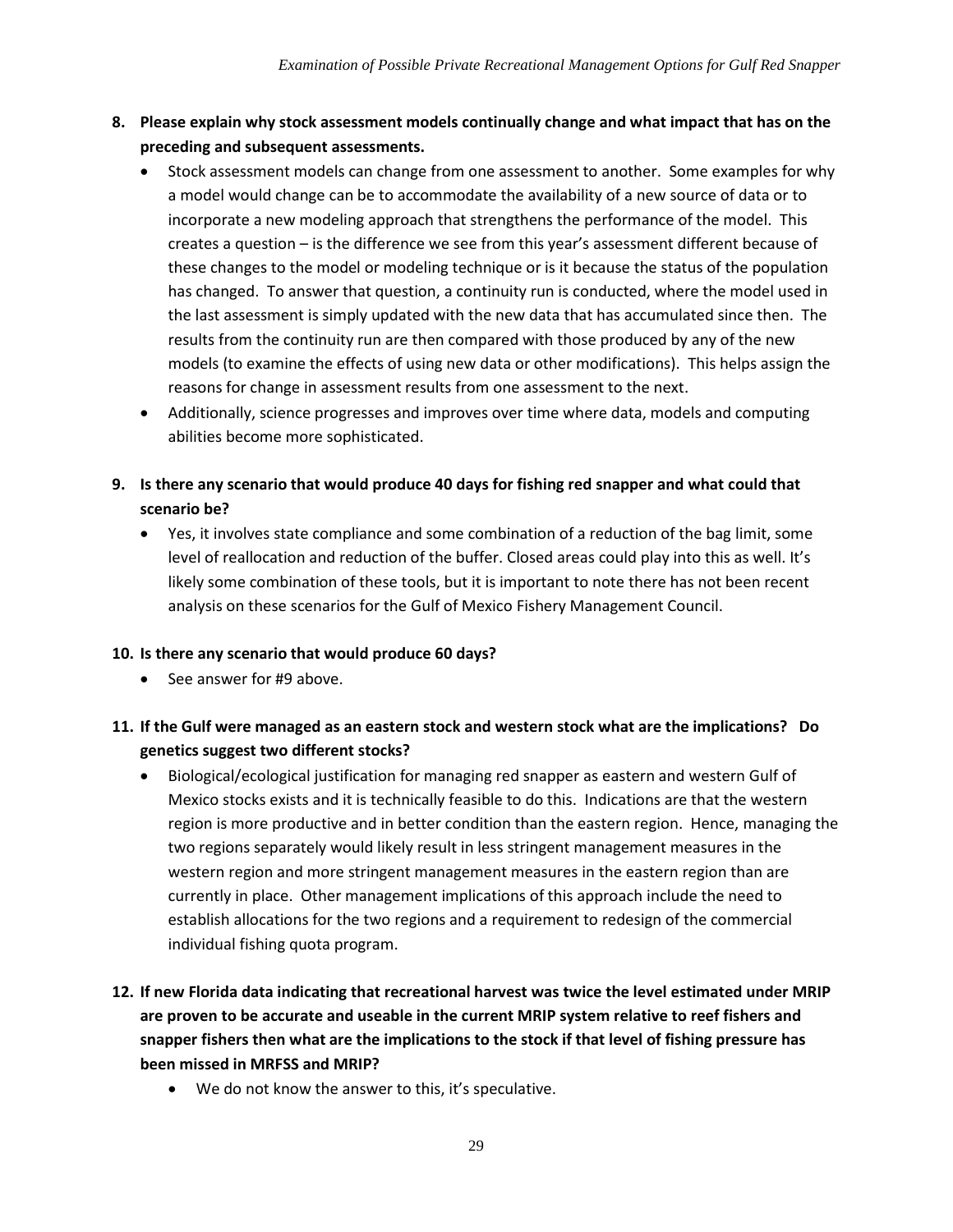8. **Please explain why stock assessment models continually change and what impact that has on the preceding and subsequent assessments.**
   - Stock assessment models can change from one assessment to another. Some examples for why a model would change can be to accommodate the availability of a new source of data or to incorporate a new modeling approach that strengthens the performance of the model. This creates a question – is the difference we see from this year's assessment different because of these changes to the model or modeling technique or is it because the status of the population has changed. To answer that question, a continuity run is conducted, where the model used in the last assessment is simply updated with the new data that has accumulated since then. The results from the continuity run are then compared with those produced by any of the new models (to examine the effects of using new data or other modifications). This helps assign the reasons for change in assessment results from one assessment to the next.
   - Additionally, science progresses and improves over time where data, models and computing abilities become more sophisticated.

9. **Is there any scenario that would produce 40 days for fishing red snapper and what could that scenario be?**
   - Yes, it involves state compliance and some combination of a reduction of the bag limit, some level of reallocation and reduction of the buffer. Closed areas could play into this as well. It's likely some combination of these tools, but it is important to note there has not been recent analysis on these scenarios for the Gulf of Mexico Fishery Management Council.

10. **Is there any scenario that would produce 60 days?**
    - See answer for #9 above.

11. **If the Gulf were managed as an eastern stock and western stock what are the implications? Do genetics suggest two different stocks?**
    - Biological/ecological justification for managing red snapper as eastern and western Gulf of Mexico stocks exists and it is technically feasible to do this. Indications are that the western region is more productive and in better condition than the eastern region. Hence, managing the two regions separately would likely result in less stringent management measures in the western region and more stringent management measures in the eastern region than are currently in place. Other management implications of this approach include the need to establish allocations for the two regions and a requirement to redesign of the commercial individual fishing quota program.

12. **If new Florida data indicating that recreational harvest was twice the level estimated under MRIP are proven to be accurate and useable in the current MRIP system relative to reef fishers and snapper fishers then what are the implications to the stock if that level of fishing pressure has been missed in MRFSS and MRIP?**
    - We do not know the answer to this, it's speculative.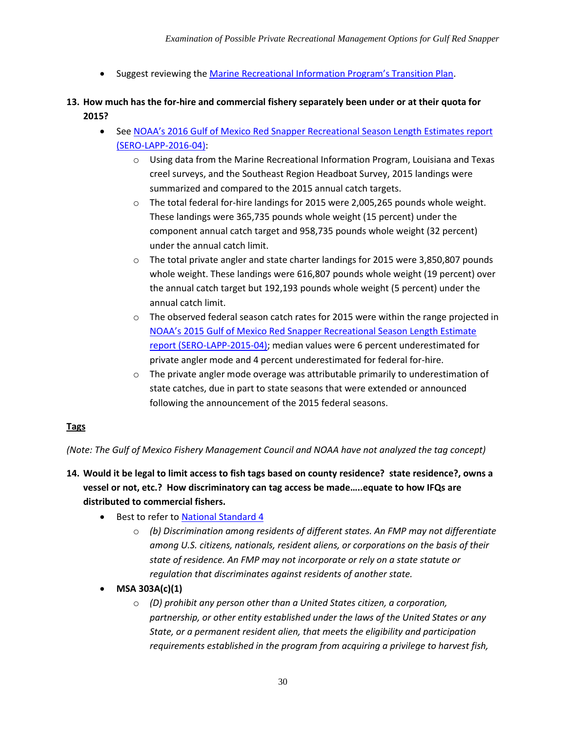- Suggest reviewing the Marine Recreational Information Program's Transition Plan.

**13. How much has the for-hire and commercial fishery separately been under or at their quota for 2015?**

- See NOAA's 2016 Gulf of Mexico Red Snapper Recreational Season Length Estimates report (SERO-LAPP-2016-04):
  - Using data from the Marine Recreational Information Program, Louisiana and Texas creel surveys, and the Southeast Region Headboat Survey, 2015 landings were summarized and compared to the 2015 annual catch targets.
  - The total federal for-hire landings for 2015 were 2,005,265 pounds whole weight. These landings were 365,735 pounds whole weight (15 percent) under the component annual catch target and 958,735 pounds whole weight (32 percent) under the annual catch limit.
  - The total private angler and state charter landings for 2015 were 3,850,807 pounds whole weight. These landings were 616,807 pounds whole weight (19 percent) over the annual catch target but 192,193 pounds whole weight (5 percent) under the annual catch limit.
  - The observed federal season catch rates for 2015 were within the range projected in NOAA's 2015 Gulf of Mexico Red Snapper Recreational Season Length Estimate report (SERO-LAPP-2015-04); median values were 6 percent underestimated for private angler mode and 4 percent underestimated for federal for-hire.
  - The private angler mode overage was attributable primarily to underestimation of state catches, due in part to state seasons that were extended or announced following the announcement of the 2015 federal seasons.

**Tags**

*(Note: The Gulf of Mexico Fishery Management Council and NOAA have not analyzed the tag concept)*

**14. Would it be legal to limit access to fish tags based on county residence? state residence?, owns a vessel or not, etc.? How discriminatory can tag access be made…..equate to how IFQs are distributed to commercial fishers.**

- Best to refer to National Standard 4
  - *(b) Discrimination among residents of different states. An FMP may not differentiate among U.S. citizens, nationals, resident aliens, or corporations on the basis of their state of residence. An FMP may not incorporate or rely on a state statute or regulation that discriminates against residents of another state.*
- **MSA 303A(c)(1)**
  - *(D) prohibit any person other than a United States citizen, a corporation, partnership, or other entity established under the laws of the United States or any State, or a permanent resident alien, that meets the eligibility and participation requirements established in the program from acquiring a privilege to harvest fish,*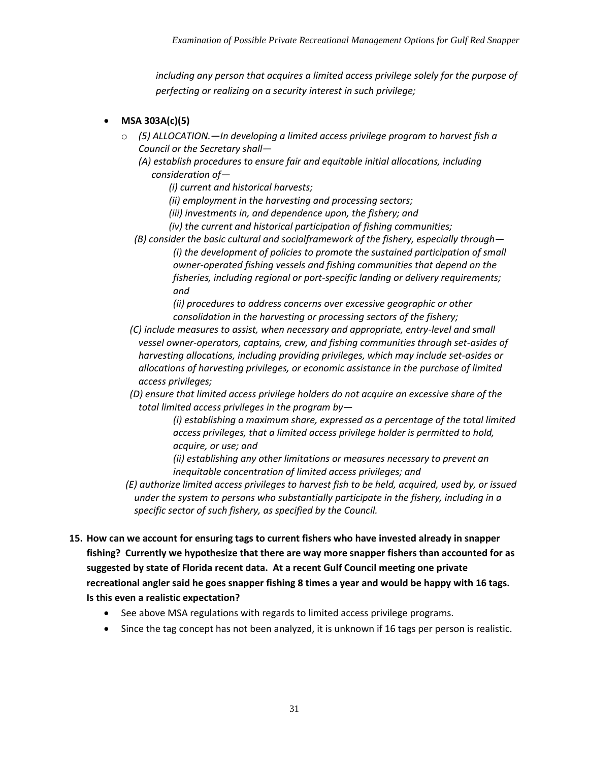*including any person that acquires a limited access privilege solely for the purpose of perfecting or realizing on a security interest in such privilege;*

- **MSA 303A(c)(5)**
  - *(5) ALLOCATION.—In developing a limited access privilege program to harvest fish a Council or the Secretary shall—*
    *(A) establish procedures to ensure fair and equitable initial allocations, including consideration of—*
      *(i) current and historical harvests;*
      *(ii) employment in the harvesting and processing sectors;*
      *(iii) investments in, and dependence upon, the fishery; and*
      *(iv) the current and historical participation of fishing communities;*
    *(B) consider the basic cultural and socialframework of the fishery, especially through—*
      *(i) the development of policies to promote the sustained participation of small owner-operated fishing vessels and fishing communities that depend on the fisheries, including regional or port-specific landing or delivery requirements; and*
      *(ii) procedures to address concerns over excessive geographic or other consolidation in the harvesting or processing sectors of the fishery;*
    *(C) include measures to assist, when necessary and appropriate, entry-level and small vessel owner-operators, captains, crew, and fishing communities through set-asides of harvesting allocations, including providing privileges, which may include set-asides or allocations of harvesting privileges, or economic assistance in the purchase of limited access privileges;*
    *(D) ensure that limited access privilege holders do not acquire an excessive share of the total limited access privileges in the program by—*
      *(i) establishing a maximum share, expressed as a percentage of the total limited access privileges, that a limited access privilege holder is permitted to hold, acquire, or use; and*
      *(ii) establishing any other limitations or measures necessary to prevent an inequitable concentration of limited access privileges; and*
    *(E) authorize limited access privileges to harvest fish to be held, acquired, used by, or issued under the system to persons who substantially participate in the fishery, including in a specific sector of such fishery, as specified by the Council.*

**15. How can we account for ensuring tags to current fishers who have invested already in snapper fishing? Currently we hypothesize that there are way more snapper fishers than accounted for as suggested by state of Florida recent data. At a recent Gulf Council meeting one private recreational angler said he goes snapper fishing 8 times a year and would be happy with 16 tags. Is this even a realistic expectation?**

- See above MSA regulations with regards to limited access privilege programs.
- Since the tag concept has not been analyzed, it is unknown if 16 tags per person is realistic.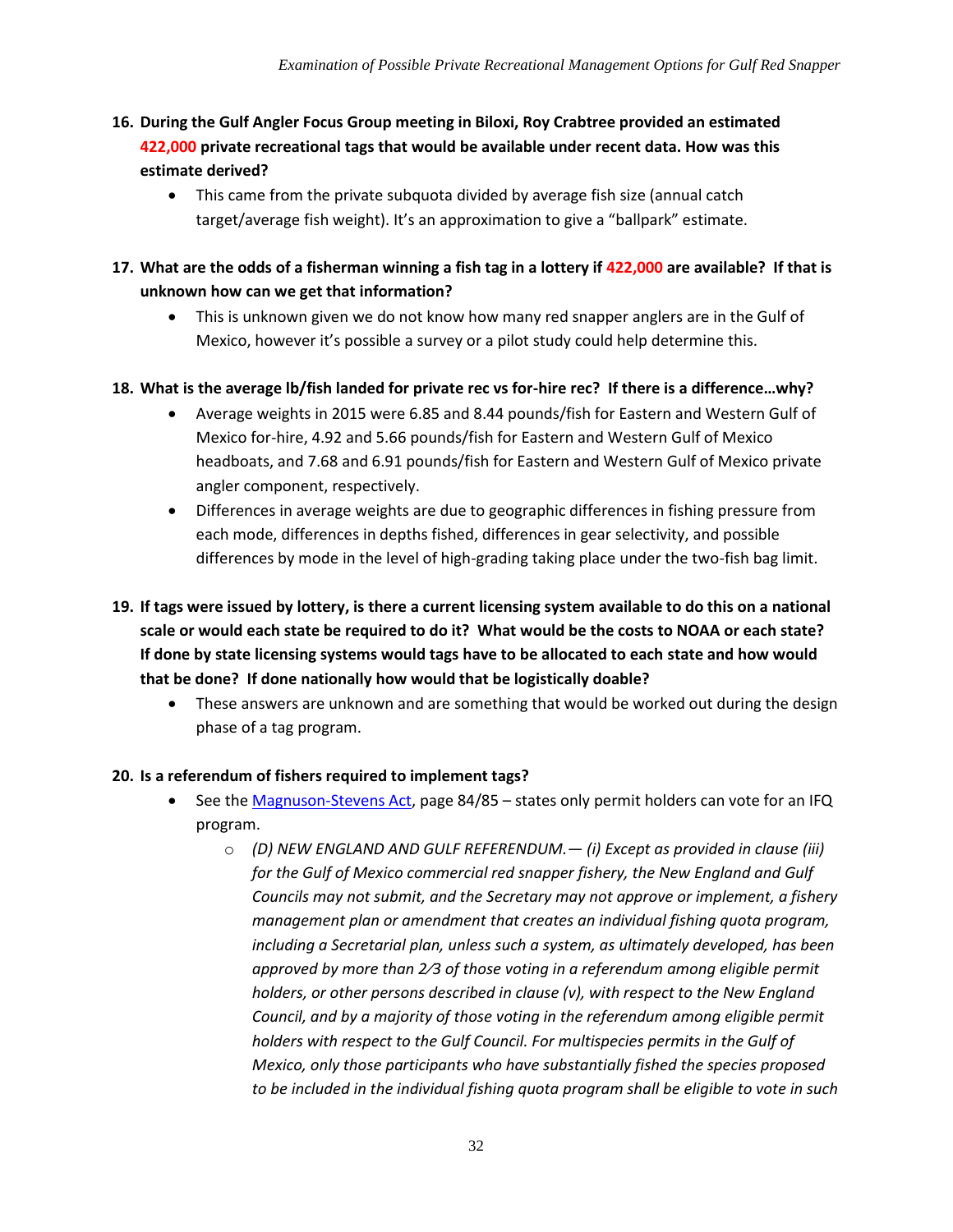16. **During the Gulf Angler Focus Group meeting in Biloxi, Roy Crabtree provided an estimated 422,000 private recreational tags that would be available under recent data. How was this estimate derived?**
    - This came from the private subquota divided by average fish size (annual catch target/average fish weight). It's an approximation to give a "ballpark" estimate.

17. **What are the odds of a fisherman winning a fish tag in a lottery if 422,000 are available? If that is unknown how can we get that information?**
    - This is unknown given we do not know how many red snapper anglers are in the Gulf of Mexico, however it's possible a survey or a pilot study could help determine this.

18. **What is the average lb/fish landed for private rec vs for-hire rec? If there is a difference…why?**
    - Average weights in 2015 were 6.85 and 8.44 pounds/fish for Eastern and Western Gulf of Mexico for-hire, 4.92 and 5.66 pounds/fish for Eastern and Western Gulf of Mexico headboats, and 7.68 and 6.91 pounds/fish for Eastern and Western Gulf of Mexico private angler component, respectively.
    - Differences in average weights are due to geographic differences in fishing pressure from each mode, differences in depths fished, differences in gear selectivity, and possible differences by mode in the level of high-grading taking place under the two-fish bag limit.

19. **If tags were issued by lottery, is there a current licensing system available to do this on a national scale or would each state be required to do it? What would be the costs to NOAA or each state? If done by state licensing systems would tags have to be allocated to each state and how would that be done? If done nationally how would that be logistically doable?**
    - These answers are unknown and are something that would be worked out during the design phase of a tag program.

20. **Is a referendum of fishers required to implement tags?**
    - See the Magnuson-Stevens Act, page 84/85 – states only permit holders can vote for an IFQ program.
      - *(D) NEW ENGLAND AND GULF REFERENDUM.— (i) Except as provided in clause (iii) for the Gulf of Mexico commercial red snapper fishery, the New England and Gulf Councils may not submit, and the Secretary may not approve or implement, a fishery management plan or amendment that creates an individual fishing quota program, including a Secretarial plan, unless such a system, as ultimately developed, has been approved by more than 2⁄3 of those voting in a referendum among eligible permit holders, or other persons described in clause (v), with respect to the New England Council, and by a majority of those voting in the referendum among eligible permit holders with respect to the Gulf Council. For multispecies permits in the Gulf of Mexico, only those participants who have substantially fished the species proposed to be included in the individual fishing quota program shall be eligible to vote in such*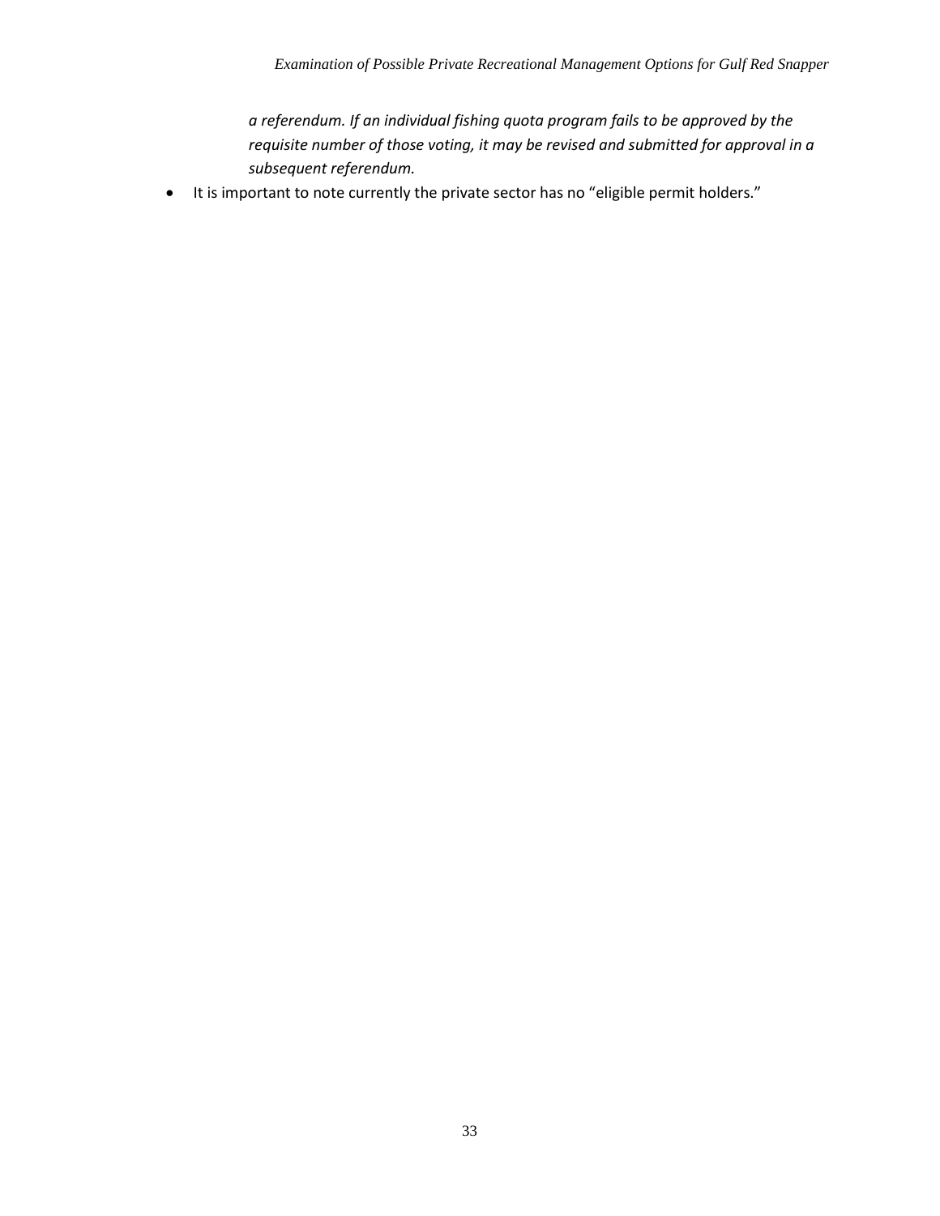*a referendum. If an individual fishing quota program fails to be approved by the requisite number of those voting, it may be revised and submitted for approval in a subsequent referendum.*

- It is important to note currently the private sector has no "eligible permit holders."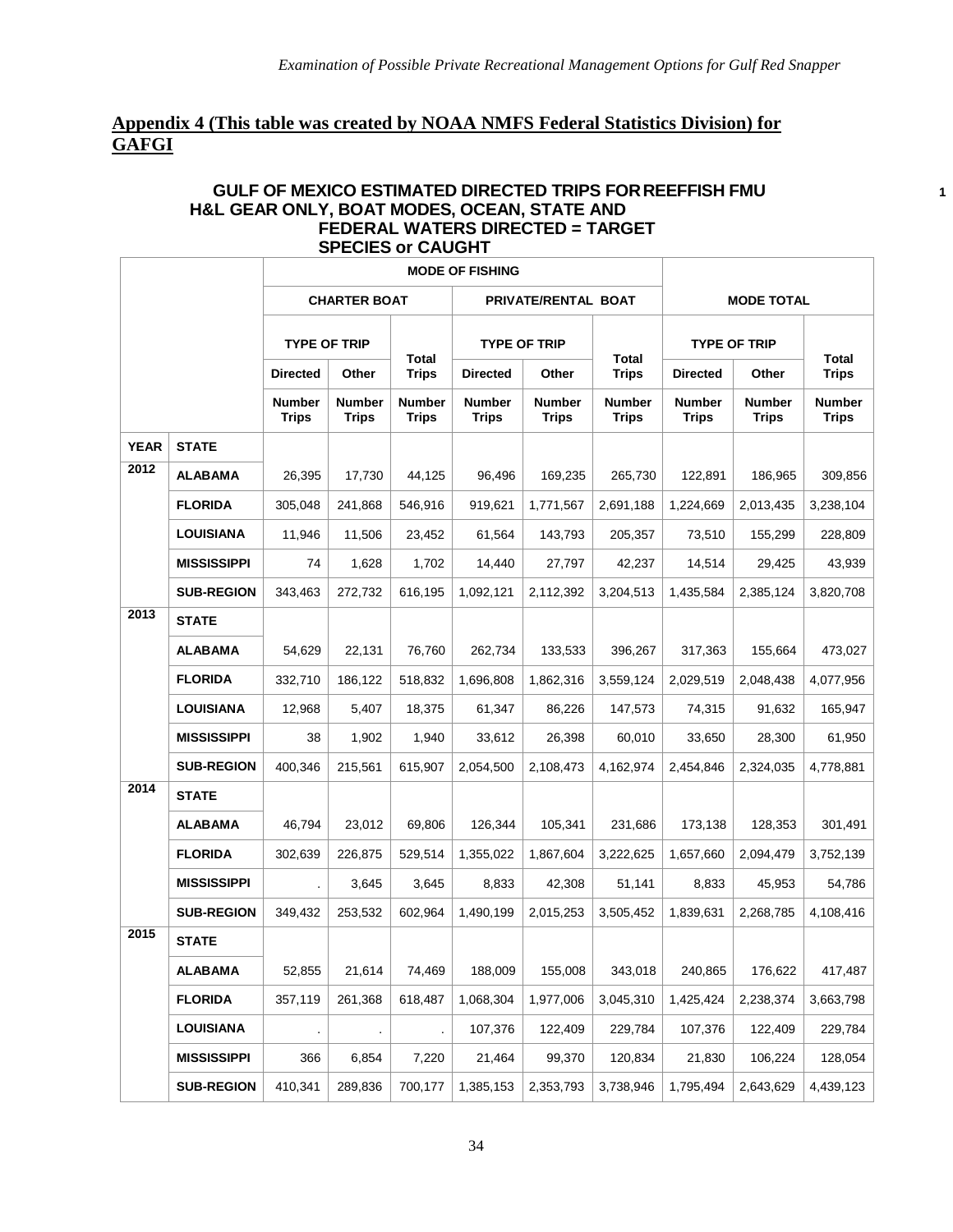## Appendix 4 (This table was created by NOAA NMFS Federal Statistics Division) for GAFGI

**GULF OF MEXICO ESTIMATED DIRECTED TRIPS FOR REEFFISH FMU H&L GEAR ONLY, BOAT MODES, OCEAN, STATE AND FEDERAL WATERS DIRECTED = TARGET SPECIES or CAUGHT**

1

| | | MODE OF FISHING | | | | | | | | |
|---|---|---|---|---|---|---|---|---|---|---|
| | | CHARTER BOAT | | | PRIVATE/RENTAL BOAT | | | MODE TOTAL | | |
| | | TYPE OF TRIP | | Total Trips | TYPE OF TRIP | | Total Trips | TYPE OF TRIP | | Total Trips |
| | | Directed | Other | | Directed | Other | | Directed | Other | |
| | | Number Trips | Number Trips | Number Trips | Number Trips | Number Trips | Number Trips | Number Trips | Number Trips | Number Trips |
| **YEAR** | **STATE** | | | | | | | | | |
| **2012** | **ALABAMA** | 26,395 | 17,730 | 44,125 | 96,496 | 169,235 | 265,730 | 122,891 | 186,965 | 309,856 |
| | **FLORIDA** | 305,048 | 241,868 | 546,916 | 919,621 | 1,771,567 | 2,691,188 | 1,224,669 | 2,013,435 | 3,238,104 |
| | **LOUISIANA** | 11,946 | 11,506 | 23,452 | 61,564 | 143,793 | 205,357 | 73,510 | 155,299 | 228,809 |
| | **MISSISSIPPI** | 74 | 1,628 | 1,702 | 14,440 | 27,797 | 42,237 | 14,514 | 29,425 | 43,939 |
| | **SUB-REGION** | 343,463 | 272,732 | 616,195 | 1,092,121 | 2,112,392 | 3,204,513 | 1,435,584 | 2,385,124 | 3,820,708 |
| **2013** | **STATE** | | | | | | | | | |
| | **ALABAMA** | 54,629 | 22,131 | 76,760 | 262,734 | 133,533 | 396,267 | 317,363 | 155,664 | 473,027 |
| | **FLORIDA** | 332,710 | 186,122 | 518,832 | 1,696,808 | 1,862,316 | 3,559,124 | 2,029,519 | 2,048,438 | 4,077,956 |
| | **LOUISIANA** | 12,968 | 5,407 | 18,375 | 61,347 | 86,226 | 147,573 | 74,315 | 91,632 | 165,947 |
| | **MISSISSIPPI** | 38 | 1,902 | 1,940 | 33,612 | 26,398 | 60,010 | 33,650 | 28,300 | 61,950 |
| | **SUB-REGION** | 400,346 | 215,561 | 615,907 | 2,054,500 | 2,108,473 | 4,162,974 | 2,454,846 | 2,324,035 | 4,778,881 |
| **2014** | **STATE** | | | | | | | | | |
| | **ALABAMA** | 46,794 | 23,012 | 69,806 | 126,344 | 105,341 | 231,686 | 173,138 | 128,353 | 301,491 |
| | **FLORIDA** | 302,639 | 226,875 | 529,514 | 1,355,022 | 1,867,604 | 3,222,625 | 1,657,660 | 2,094,479 | 3,752,139 |
| | **MISSISSIPPI** | . | 3,645 | 3,645 | 8,833 | 42,308 | 51,141 | 8,833 | 45,953 | 54,786 |
| | **SUB-REGION** | 349,432 | 253,532 | 602,964 | 1,490,199 | 2,015,253 | 3,505,452 | 1,839,631 | 2,268,785 | 4,108,416 |
| **2015** | **STATE** | | | | | | | | | |
| | **ALABAMA** | 52,855 | 21,614 | 74,469 | 188,009 | 155,008 | 343,018 | 240,865 | 176,622 | 417,487 |
| | **FLORIDA** | 357,119 | 261,368 | 618,487 | 1,068,304 | 1,977,006 | 3,045,310 | 1,425,424 | 2,238,374 | 3,663,798 |
| | **LOUISIANA** | . | . | . | 107,376 | 122,409 | 229,784 | 107,376 | 122,409 | 229,784 |
| | **MISSISSIPPI** | 366 | 6,854 | 7,220 | 21,464 | 99,370 | 120,834 | 21,830 | 106,224 | 128,054 |
| | **SUB-REGION** | 410,341 | 289,836 | 700,177 | 1,385,153 | 2,353,793 | 3,738,946 | 1,795,494 | 2,643,629 | 4,439,123 |